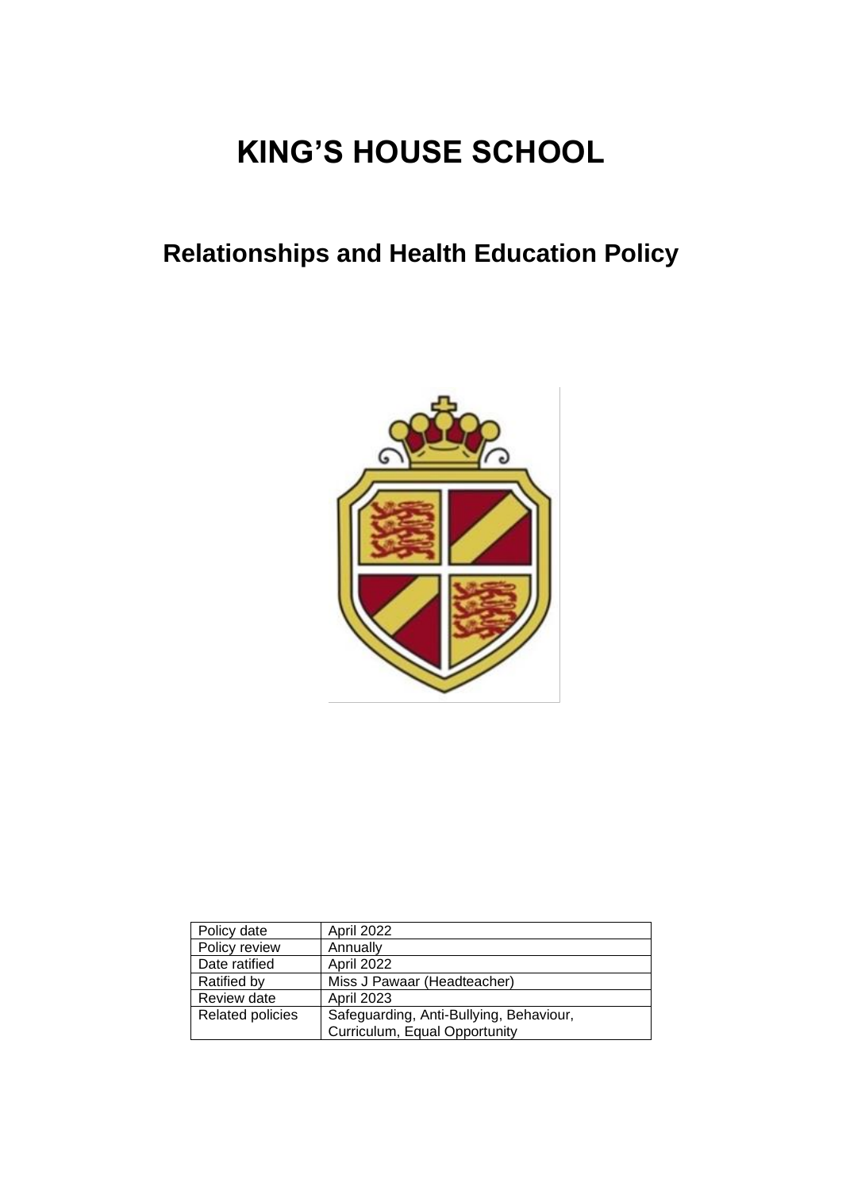# KING'S HOUSE SCHOOL

## Relationships and Health Education Policy

| Policy date | April 2022 |
| --- | --- |
| Policy review | Annually |
| Date ratified | April 2022 |
| Ratified by | Miss J Pawaar (Headteacher) |
| Review date | April 2023 |
| Related policies | Safeguarding, Anti-Bullying, Behaviour, Curriculum, Equal Opportunity |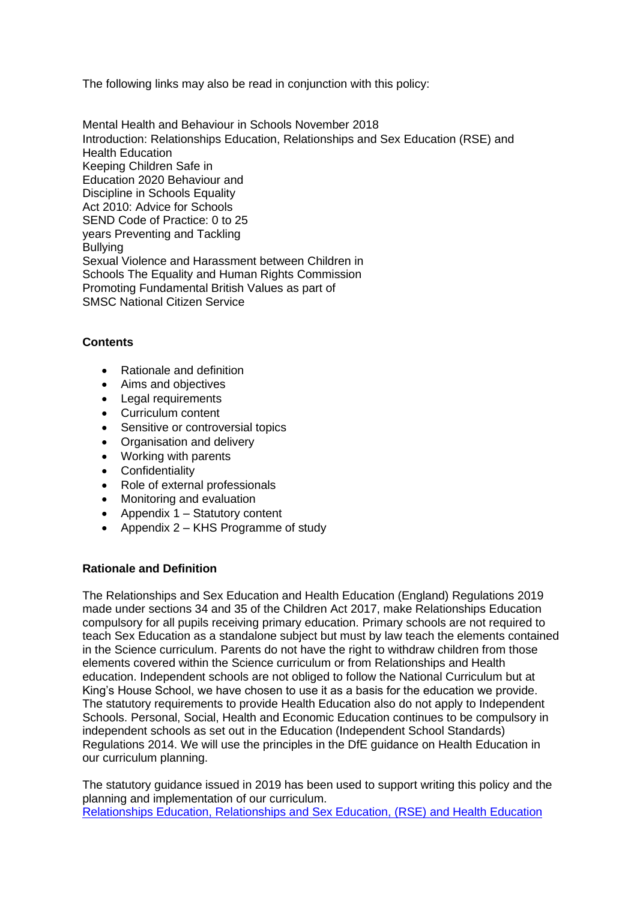The following links may also be read in conjunction with this policy:

Mental Health and Behaviour in Schools November 2018
Introduction: Relationships Education, Relationships and Sex Education (RSE) and Health Education
Keeping Children Safe in
Education 2020 Behaviour and
Discipline in Schools Equality
Act 2010: Advice for Schools
SEND Code of Practice: 0 to 25
years Preventing and Tackling
Bullying
Sexual Violence and Harassment between Children in
Schools The Equality and Human Rights Commission
Promoting Fundamental British Values as part of
SMSC National Citizen Service

**Contents**

- Rationale and definition
- Aims and objectives
- Legal requirements
- Curriculum content
- Sensitive or controversial topics
- Organisation and delivery
- Working with parents
- Confidentiality
- Role of external professionals
- Monitoring and evaluation
- Appendix 1 – Statutory content
- Appendix 2 – KHS Programme of study

**Rationale and Definition**

The Relationships and Sex Education and Health Education (England) Regulations 2019 made under sections 34 and 35 of the Children Act 2017, make Relationships Education compulsory for all pupils receiving primary education. Primary schools are not required to teach Sex Education as a standalone subject but must by law teach the elements contained in the Science curriculum. Parents do not have the right to withdraw children from those elements covered within the Science curriculum or from Relationships and Health education. Independent schools are not obliged to follow the National Curriculum but at King's House School, we have chosen to use it as a basis for the education we provide. The statutory requirements to provide Health Education also do not apply to Independent Schools. Personal, Social, Health and Economic Education continues to be compulsory in independent schools as set out in the Education (Independent School Standards) Regulations 2014. We will use the principles in the DfE guidance on Health Education in our curriculum planning.

The statutory guidance issued in 2019 has been used to support writing this policy and the planning and implementation of our curriculum.
Relationships Education, Relationships and Sex Education, (RSE) and Health Education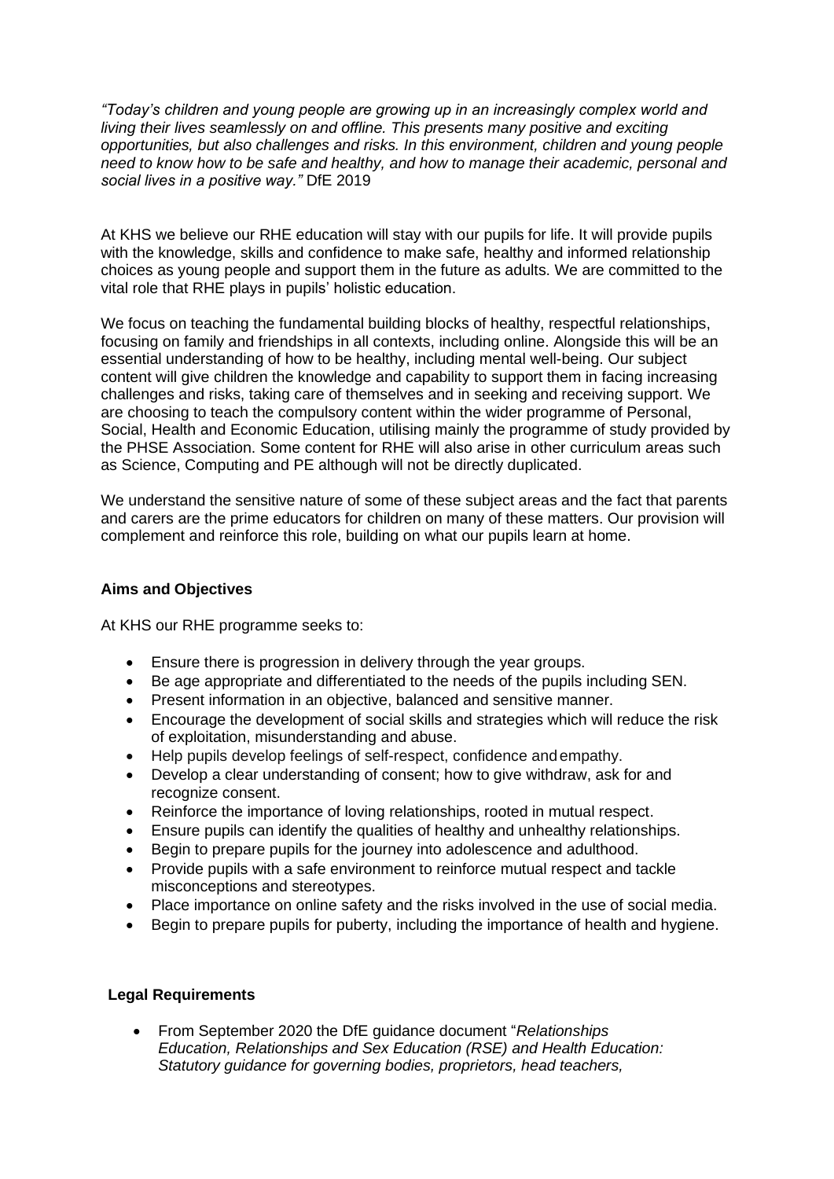*"Today's children and young people are growing up in an increasingly complex world and living their lives seamlessly on and offline. This presents many positive and exciting opportunities, but also challenges and risks. In this environment, children and young people need to know how to be safe and healthy, and how to manage their academic, personal and social lives in a positive way."* DfE 2019

At KHS we believe our RHE education will stay with our pupils for life. It will provide pupils with the knowledge, skills and confidence to make safe, healthy and informed relationship choices as young people and support them in the future as adults. We are committed to the vital role that RHE plays in pupils' holistic education.

We focus on teaching the fundamental building blocks of healthy, respectful relationships, focusing on family and friendships in all contexts, including online. Alongside this will be an essential understanding of how to be healthy, including mental well-being. Our subject content will give children the knowledge and capability to support them in facing increasing challenges and risks, taking care of themselves and in seeking and receiving support. We are choosing to teach the compulsory content within the wider programme of Personal, Social, Health and Economic Education, utilising mainly the programme of study provided by the PHSE Association. Some content for RHE will also arise in other curriculum areas such as Science, Computing and PE although will not be directly duplicated.

We understand the sensitive nature of some of these subject areas and the fact that parents and carers are the prime educators for children on many of these matters. Our provision will complement and reinforce this role, building on what our pupils learn at home.

**Aims and Objectives**

At KHS our RHE programme seeks to:

- Ensure there is progression in delivery through the year groups.
- Be age appropriate and differentiated to the needs of the pupils including SEN.
- Present information in an objective, balanced and sensitive manner.
- Encourage the development of social skills and strategies which will reduce the risk of exploitation, misunderstanding and abuse.
- Help pupils develop feelings of self-respect, confidence and empathy.
- Develop a clear understanding of consent; how to give withdraw, ask for and recognize consent.
- Reinforce the importance of loving relationships, rooted in mutual respect.
- Ensure pupils can identify the qualities of healthy and unhealthy relationships.
- Begin to prepare pupils for the journey into adolescence and adulthood.
- Provide pupils with a safe environment to reinforce mutual respect and tackle misconceptions and stereotypes.
- Place importance on online safety and the risks involved in the use of social media.
- Begin to prepare pupils for puberty, including the importance of health and hygiene.

**Legal Requirements**

- From September 2020 the DfE guidance document "*Relationships Education, Relationships and Sex Education (RSE) and Health Education: Statutory guidance for governing bodies, proprietors, head teachers,*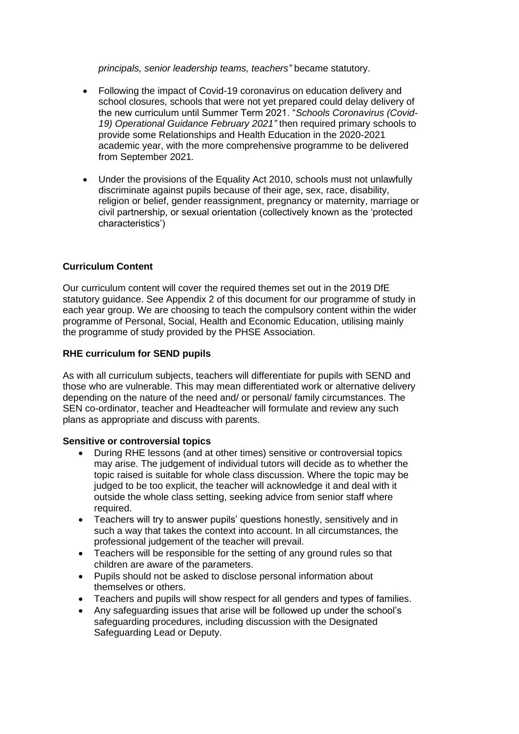*principals, senior leadership teams, teachers"* became statutory.

- Following the impact of Covid-19 coronavirus on education delivery and school closures, schools that were not yet prepared could delay delivery of the new curriculum until Summer Term 2021. "*Schools Coronavirus (Covid-19) Operational Guidance February 2021"* then required primary schools to provide some Relationships and Health Education in the 2020-2021 academic year, with the more comprehensive programme to be delivered from September 2021.

- Under the provisions of the Equality Act 2010, schools must not unlawfully discriminate against pupils because of their age, sex, race, disability, religion or belief, gender reassignment, pregnancy or maternity, marriage or civil partnership, or sexual orientation (collectively known as the 'protected characteristics')

**Curriculum Content**

Our curriculum content will cover the required themes set out in the 2019 DfE statutory guidance. See Appendix 2 of this document for our programme of study in each year group. We are choosing to teach the compulsory content within the wider programme of Personal, Social, Health and Economic Education, utilising mainly the programme of study provided by the PHSE Association.

**RHE curriculum for SEND pupils**

As with all curriculum subjects, teachers will differentiate for pupils with SEND and those who are vulnerable. This may mean differentiated work or alternative delivery depending on the nature of the need and/ or personal/ family circumstances. The SEN co-ordinator, teacher and Headteacher will formulate and review any such plans as appropriate and discuss with parents.

**Sensitive or controversial topics**

- During RHE lessons (and at other times) sensitive or controversial topics may arise. The judgement of individual tutors will decide as to whether the topic raised is suitable for whole class discussion. Where the topic may be judged to be too explicit, the teacher will acknowledge it and deal with it outside the whole class setting, seeking advice from senior staff where required.
- Teachers will try to answer pupils' questions honestly, sensitively and in such a way that takes the context into account. In all circumstances, the professional judgement of the teacher will prevail.
- Teachers will be responsible for the setting of any ground rules so that children are aware of the parameters.
- Pupils should not be asked to disclose personal information about themselves or others.
- Teachers and pupils will show respect for all genders and types of families.
- Any safeguarding issues that arise will be followed up under the school's safeguarding procedures, including discussion with the Designated Safeguarding Lead or Deputy.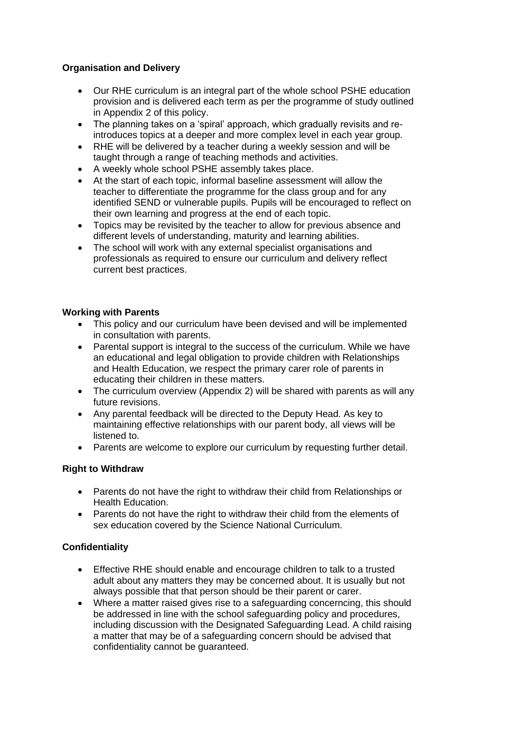**Organisation and Delivery**

- Our RHE curriculum is an integral part of the whole school PSHE education provision and is delivered each term as per the programme of study outlined in Appendix 2 of this policy.
- The planning takes on a 'spiral' approach, which gradually revisits and re-introduces topics at a deeper and more complex level in each year group.
- RHE will be delivered by a teacher during a weekly session and will be taught through a range of teaching methods and activities.
- A weekly whole school PSHE assembly takes place.
- At the start of each topic, informal baseline assessment will allow the teacher to differentiate the programme for the class group and for any identified SEND or vulnerable pupils. Pupils will be encouraged to reflect on their own learning and progress at the end of each topic.
- Topics may be revisited by the teacher to allow for previous absence and different levels of understanding, maturity and learning abilities.
- The school will work with any external specialist organisations and professionals as required to ensure our curriculum and delivery reflect current best practices.

**Working with Parents**

- This policy and our curriculum have been devised and will be implemented in consultation with parents.
- Parental support is integral to the success of the curriculum. While we have an educational and legal obligation to provide children with Relationships and Health Education, we respect the primary carer role of parents in educating their children in these matters.
- The curriculum overview (Appendix 2) will be shared with parents as will any future revisions.
- Any parental feedback will be directed to the Deputy Head. As key to maintaining effective relationships with our parent body, all views will be listened to.
- Parents are welcome to explore our curriculum by requesting further detail.

**Right to Withdraw**

- Parents do not have the right to withdraw their child from Relationships or Health Education.
- Parents do not have the right to withdraw their child from the elements of sex education covered by the Science National Curriculum.

**Confidentiality**

- Effective RHE should enable and encourage children to talk to a trusted adult about any matters they may be concerned about. It is usually but not always possible that that person should be their parent or carer.
- Where a matter raised gives rise to a safeguarding concerncing, this should be addressed in line with the school safeguarding policy and procedures, including discussion with the Designated Safeguarding Lead. A child raising a matter that may be of a safeguarding concern should be advised that confidentiality cannot be guaranteed.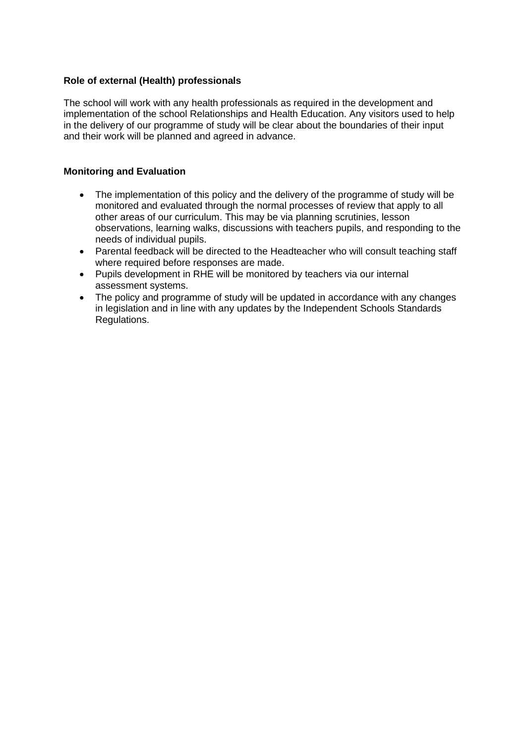**Role of external (Health) professionals**

The school will work with any health professionals as required in the development and implementation of the school Relationships and Health Education. Any visitors used to help in the delivery of our programme of study will be clear about the boundaries of their input and their work will be planned and agreed in advance.

**Monitoring and Evaluation**

- The implementation of this policy and the delivery of the programme of study will be monitored and evaluated through the normal processes of review that apply to all other areas of our curriculum. This may be via planning scrutinies, lesson observations, learning walks, discussions with teachers pupils, and responding to the needs of individual pupils.
- Parental feedback will be directed to the Headteacher who will consult teaching staff where required before responses are made.
- Pupils development in RHE will be monitored by teachers via our internal assessment systems.
- The policy and programme of study will be updated in accordance with any changes in legislation and in line with any updates by the Independent Schools Standards Regulations.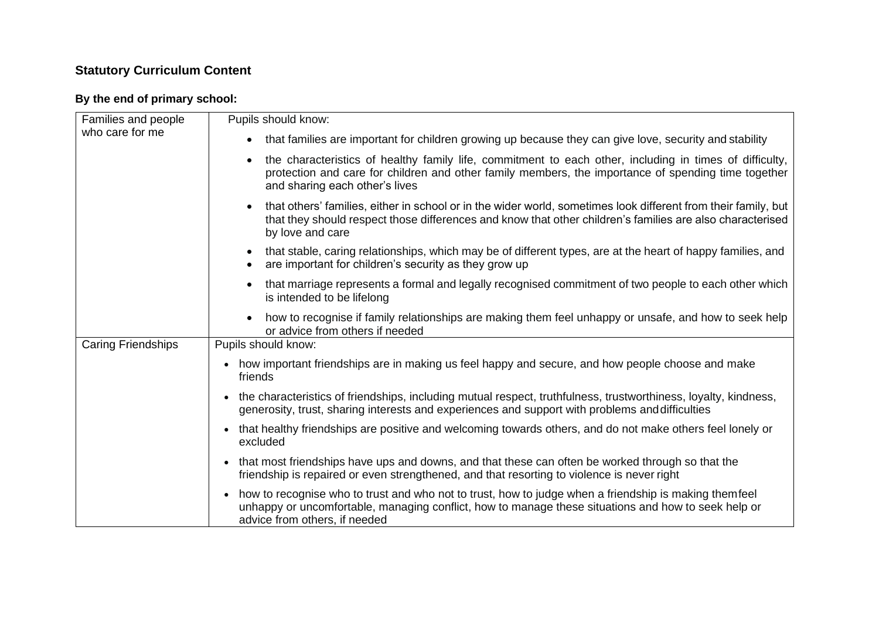## Statutory Curriculum Content

### By the end of primary school:

| | |
|---|---|
| Families and people who care for me | Pupils should know:<br>• that families are important for children growing up because they can give love, security and stability<br>• the characteristics of healthy family life, commitment to each other, including in times of difficulty, protection and care for children and other family members, the importance of spending time together and sharing each other's lives<br>• that others' families, either in school or in the wider world, sometimes look different from their family, but that they should respect those differences and know that other children's families are also characterised by love and care<br>• that stable, caring relationships, which may be of different types, are at the heart of happy families, and<br>• are important for children's security as they grow up<br>• that marriage represents a formal and legally recognised commitment of two people to each other which is intended to be lifelong<br>• how to recognise if family relationships are making them feel unhappy or unsafe, and how to seek help or advice from others if needed |
| Caring Friendships | Pupils should know:<br>• how important friendships are in making us feel happy and secure, and how people choose and make friends<br>• the characteristics of friendships, including mutual respect, truthfulness, trustworthiness, loyalty, kindness, generosity, trust, sharing interests and experiences and support with problems and difficulties<br>• that healthy friendships are positive and welcoming towards others, and do not make others feel lonely or excluded<br>• that most friendships have ups and downs, and that these can often be worked through so that the friendship is repaired or even strengthened, and that resorting to violence is never right<br>• how to recognise who to trust and who not to trust, how to judge when a friendship is making them feel unhappy or uncomfortable, managing conflict, how to manage these situations and how to seek help or advice from others, if needed |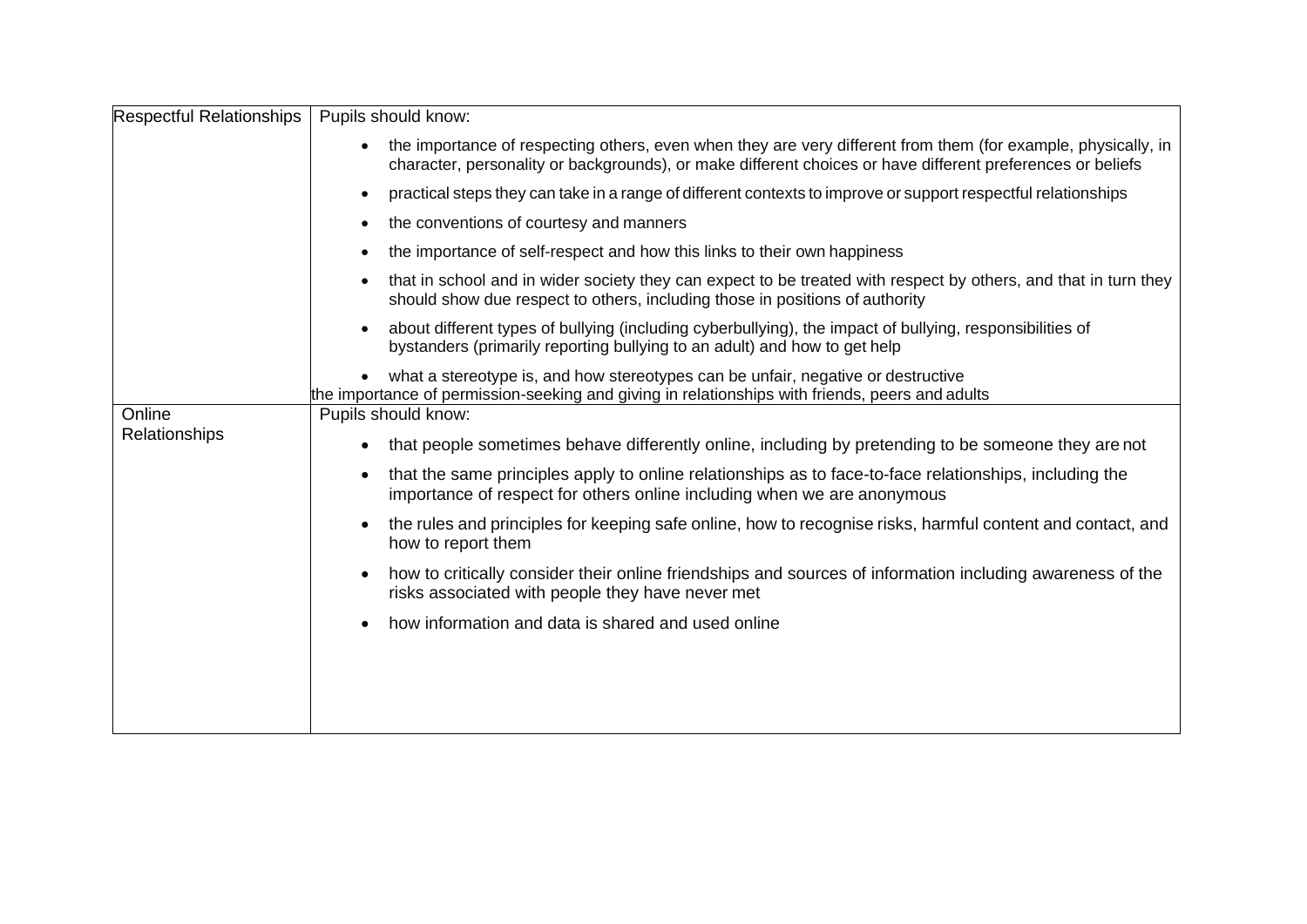| | |
|---|---|
| Respectful Relationships | Pupils should know:<br><br>• the importance of respecting others, even when they are very different from them (for example, physically, in character, personality or backgrounds), or make different choices or have different preferences or beliefs<br>• practical steps they can take in a range of different contexts to improve or support respectful relationships<br>• the conventions of courtesy and manners<br>• the importance of self-respect and how this links to their own happiness<br>• that in school and in wider society they can expect to be treated with respect by others, and that in turn they should show due respect to others, including those in positions of authority<br>• about different types of bullying (including cyberbullying), the impact of bullying, responsibilities of bystanders (primarily reporting bullying to an adult) and how to get help<br>• what a stereotype is, and how stereotypes can be unfair, negative or destructive<br>the importance of permission-seeking and giving in relationships with friends, peers and adults |
| Online Relationships | Pupils should know:<br><br>• that people sometimes behave differently online, including by pretending to be someone they are not<br>• that the same principles apply to online relationships as to face-to-face relationships, including the importance of respect for others online including when we are anonymous<br>• the rules and principles for keeping safe online, how to recognise risks, harmful content and contact, and how to report them<br>• how to critically consider their online friendships and sources of information including awareness of the risks associated with people they have never met<br>• how information and data is shared and used online |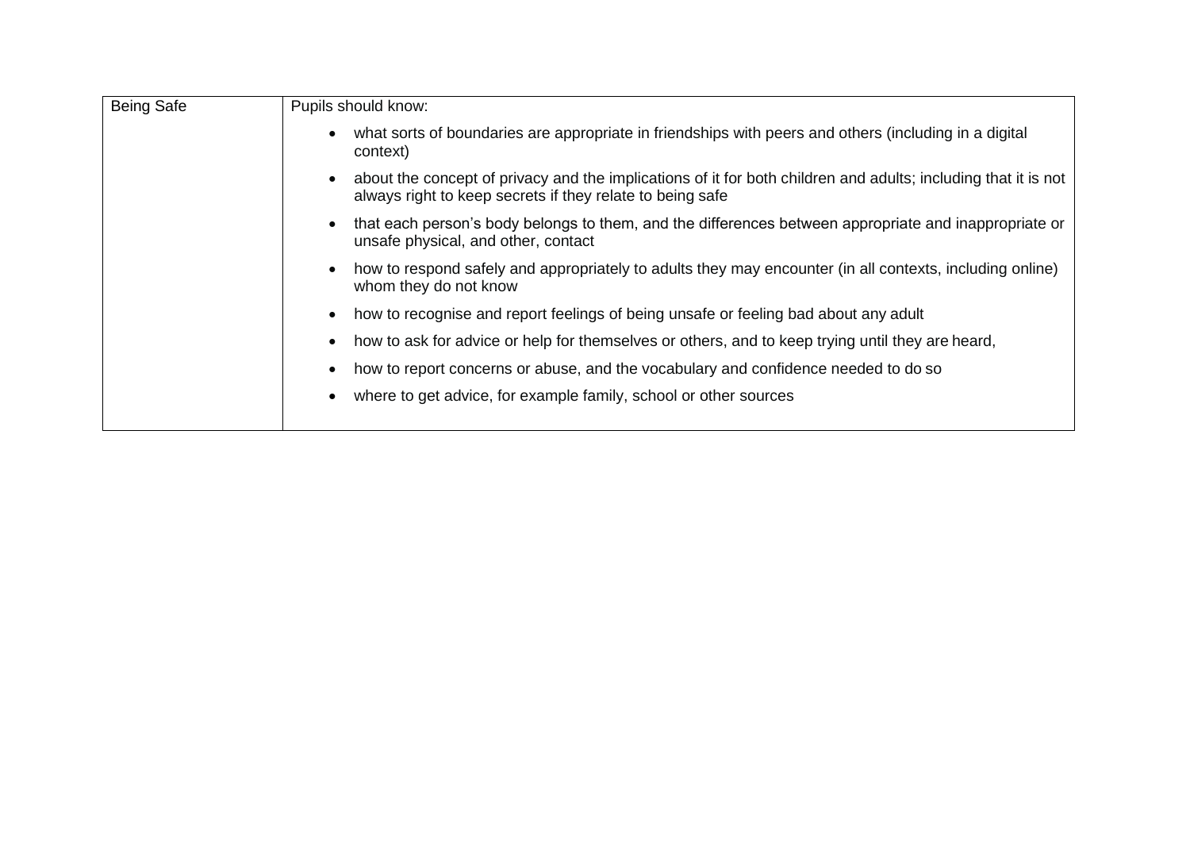| Being Safe | Pupils should know:<br><ul><li>what sorts of boundaries are appropriate in friendships with peers and others (including in a digital context)</li><li>about the concept of privacy and the implications of it for both children and adults; including that it is not always right to keep secrets if they relate to being safe</li><li>that each person's body belongs to them, and the differences between appropriate and inappropriate or unsafe physical, and other, contact</li><li>how to respond safely and appropriately to adults they may encounter (in all contexts, including online) whom they do not know</li><li>how to recognise and report feelings of being unsafe or feeling bad about any adult</li><li>how to ask for advice or help for themselves or others, and to keep trying until they are heard,</li><li>how to report concerns or abuse, and the vocabulary and confidence needed to do so</li><li>where to get advice, for example family, school or other sources</li></ul> |
|---|---|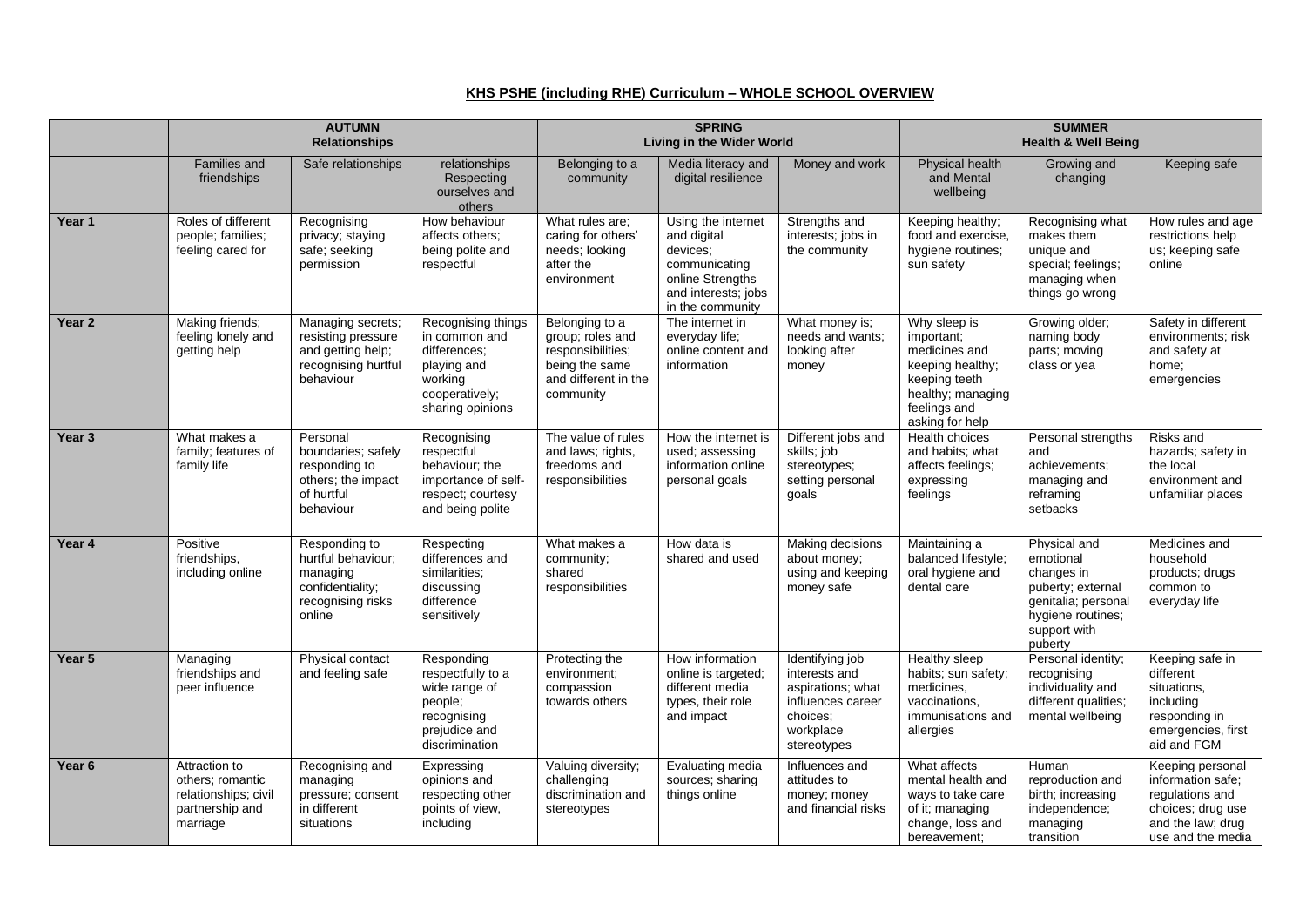## KHS PSHE (including RHE) Curriculum – WHOLE SCHOOL OVERVIEW

| | AUTUMN Relationships | | | SPRING Living in the Wider World | | | SUMMER Health & Well Being | | |
|---|---|---|---|---|---|---|---|---|---|
| | Families and friendships | Safe relationships | relationships Respecting ourselves and others | Belonging to a community | Media literacy and digital resilience | Money and work | Physical health and Mental wellbeing | Growing and changing | Keeping safe |
| **Year 1** | Roles of different people; families; feeling cared for | Recognising privacy; staying safe; seeking permission | How behaviour affects others; being polite and respectful | What rules are; caring for others' needs; looking after the environment | Using the internet and digital devices; communicating online Strengths and interests; jobs in the community | Strengths and interests; jobs in the community | Keeping healthy; food and exercise, hygiene routines; sun safety | Recognising what makes them unique and special; feelings; managing when things go wrong | How rules and age restrictions help us; keeping safe online |
| **Year 2** | Making friends; feeling lonely and getting help | Managing secrets; resisting pressure and getting help; recognising hurtful behaviour | Recognising things in common and differences; playing and working cooperatively; sharing opinions | Belonging to a group; roles and responsibilities; being the same and different in the community | The internet in everyday life; online content and information | What money is; needs and wants; looking after money | Why sleep is important; medicines and keeping healthy; keeping teeth healthy; managing feelings and asking for help | Growing older; naming body parts; moving class or yea | Safety in different environments; risk and safety at home; emergencies |
| **Year 3** | What makes a family; features of family life | Personal boundaries; safely responding to others; the impact of hurtful behaviour | Recognising respectful behaviour; the importance of self-respect; courtesy and being polite | The value of rules and laws; rights, freedoms and responsibilities | How the internet is used; assessing information online personal goals | Different jobs and skills; job stereotypes; setting personal goals | Health choices and habits; what affects feelings; expressing feelings | Personal strengths and achievements; managing and reframing setbacks | Risks and hazards; safety in the local environment and unfamiliar places |
| **Year 4** | Positive friendships, including online | Responding to hurtful behaviour; managing confidentiality; recognising risks online | Respecting differences and similarities; discussing difference sensitively | What makes a community; shared responsibilities | How data is shared and used | Making decisions about money; using and keeping money safe | Maintaining a balanced lifestyle; oral hygiene and dental care | Physical and emotional changes in puberty; external genitalia; personal hygiene routines; support with puberty | Medicines and household products; drugs common to everyday life |
| **Year 5** | Managing friendships and peer influence | Physical contact and feeling safe | Responding respectfully to a wide range of people; recognising prejudice and discrimination | Protecting the environment; compassion towards others | How information online is targeted; different media types, their role and impact | Identifying job interests and aspirations; what influences career choices; workplace stereotypes | Healthy sleep habits; sun safety; medicines, vaccinations, immunisations and allergies | Personal identity; recognising individuality and different qualities; mental wellbeing | Keeping safe in different situations, including responding in emergencies, first aid and FGM |
| **Year 6** | Attraction to others; romantic relationships; civil partnership and marriage | Recognising and managing pressure; consent in different situations | Expressing opinions and respecting other points of view, including | Valuing diversity; challenging discrimination and stereotypes | Evaluating media sources; sharing things online | Influences and attitudes to money; money and financial risks | What affects mental health and ways to take care of it; managing change, loss and bereavement; | Human reproduction and birth; increasing independence; managing transition | Keeping personal information safe; regulations and choices; drug use and the law; drug use and the media |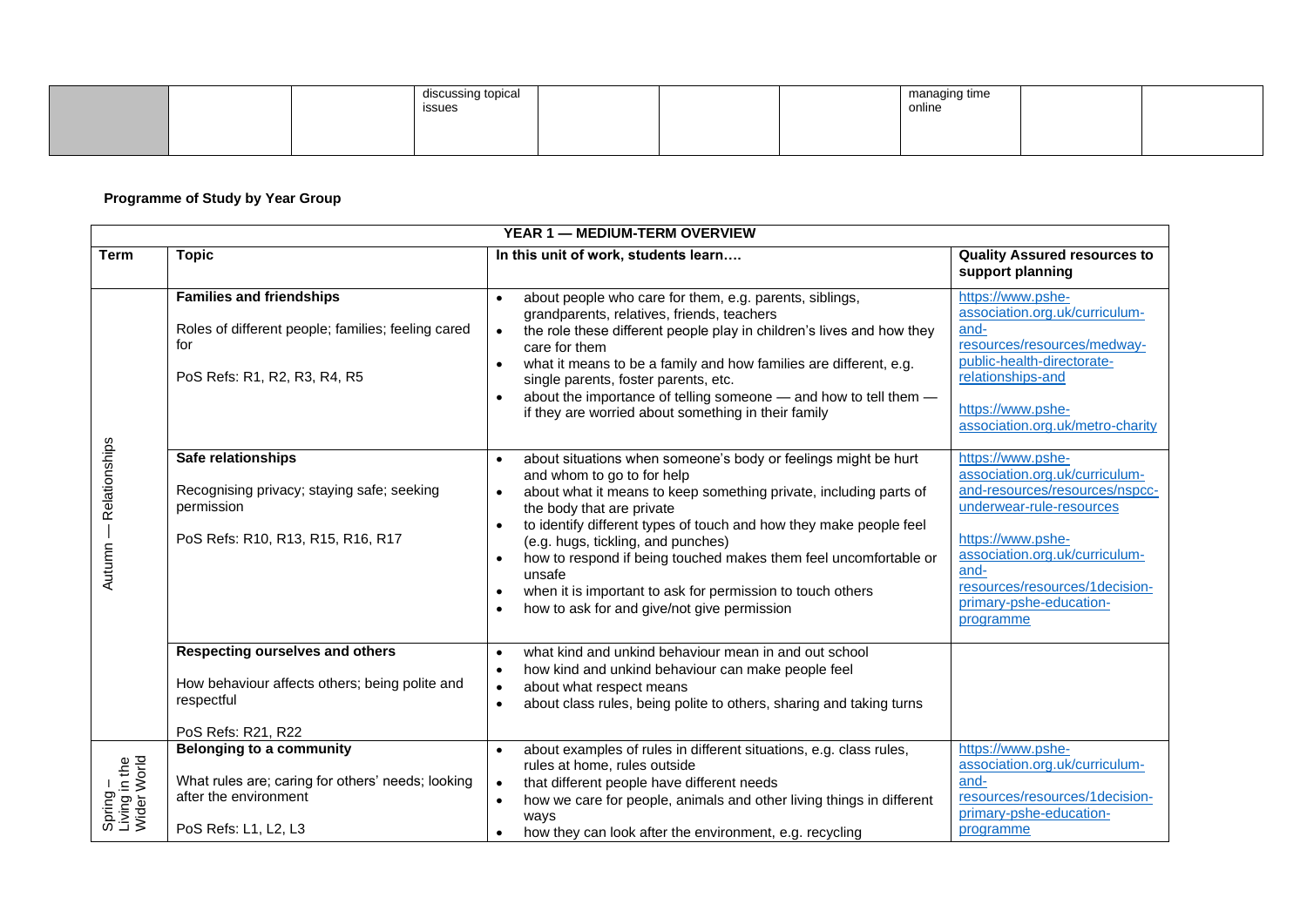| | | | discussing topical issues | | | | managing time online | | |
|---|---|---|---|---|---|---|---|---|---|

**Programme of Study by Year Group**

| YEAR 1 — MEDIUM-TERM OVERVIEW | | | |
|---|---|---|---|
| **Term** | **Topic** | **In this unit of work, students learn….** | **Quality Assured resources to support planning** |
| Autumn — Relationships | **Families and friendships**<br><br>Roles of different people; families; feeling cared for<br><br>PoS Refs: R1, R2, R3, R4, R5 | • about people who care for them, e.g. parents, siblings, grandparents, relatives, friends, teachers<br>• the role these different people play in children's lives and how they care for them<br>• what it means to be a family and how families are different, e.g. single parents, foster parents, etc.<br>• about the importance of telling someone — and how to tell them — if they are worried about something in their family | https://www.pshe-association.org.uk/curriculum-and-resources/resources/medway-public-health-directorate-relationships-and<br><br>https://www.pshe-association.org.uk/metro-charity |
| | **Safe relationships**<br><br>Recognising privacy; staying safe; seeking permission<br><br>PoS Refs: R10, R13, R15, R16, R17 | • about situations when someone's body or feelings might be hurt and whom to go to for help<br>• about what it means to keep something private, including parts of the body that are private<br>• to identify different types of touch and how they make people feel (e.g. hugs, tickling, and punches)<br>• how to respond if being touched makes them feel uncomfortable or unsafe<br>• when it is important to ask for permission to touch others<br>• how to ask for and give/not give permission | https://www.pshe-association.org.uk/curriculum-and-resources/resources/nspcc-underwear-rule-resources<br><br>https://www.pshe-association.org.uk/curriculum-and-resources/resources/1decision-primary-pshe-education-programme |
| | **Respecting ourselves and others**<br><br>How behaviour affects others; being polite and respectful<br><br>PoS Refs: R21, R22 | • what kind and unkind behaviour mean in and out school<br>• how kind and unkind behaviour can make people feel<br>• about what respect means<br>• about class rules, being polite to others, sharing and taking turns | |
| Spring – Living in the Wider World | **Belonging to a community**<br><br>What rules are; caring for others' needs; looking after the environment<br><br>PoS Refs: L1, L2, L3 | • about examples of rules in different situations, e.g. class rules, rules at home, rules outside<br>• that different people have different needs<br>• how we care for people, animals and other living things in different ways<br>• how they can look after the environment, e.g. recycling | https://www.pshe-association.org.uk/curriculum-and-resources/resources/1decision-primary-pshe-education-programme |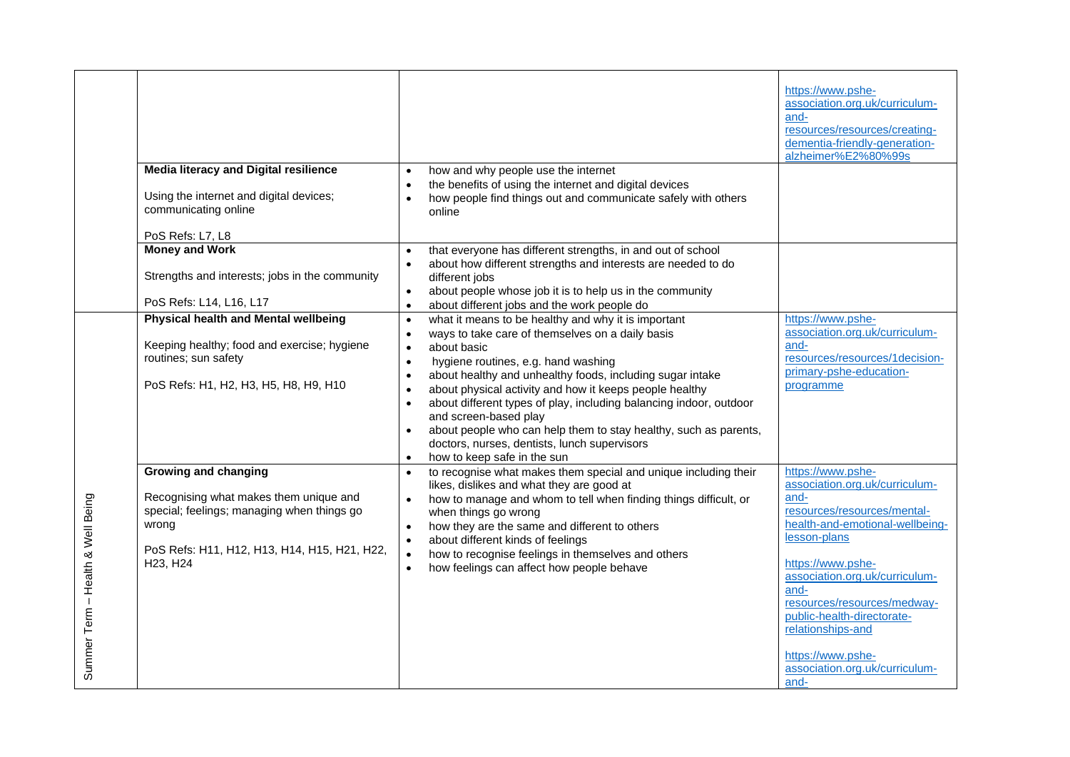| | | | |
|---|---|---|---|
| | | | https://www.pshe-association.org.uk/curriculum-and-resources/resources/creating-dementia-friendly-generation-alzheimer%E2%80%99s |
| | **Media literacy and Digital resilience**<br><br>Using the internet and digital devices; communicating online<br><br>PoS Refs: L7, L8 | • how and why people use the internet<br>• the benefits of using the internet and digital devices<br>• how people find things out and communicate safely with others online | |
| | **Money and Work**<br><br>Strengths and interests; jobs in the community<br><br>PoS Refs: L14, L16, L17 | • that everyone has different strengths, in and out of school<br>• about how different strengths and interests are needed to do different jobs<br>• about people whose job it is to help us in the community<br>• about different jobs and the work people do | |
| Summer Term – Health & Well Being | **Physical health and Mental wellbeing**<br><br>Keeping healthy; food and exercise; hygiene routines; sun safety<br><br>PoS Refs: H1, H2, H3, H5, H8, H9, H10 | • what it means to be healthy and why it is important<br>• ways to take care of themselves on a daily basis<br>• about basic<br>• hygiene routines, e.g. hand washing<br>• about healthy and unhealthy foods, including sugar intake<br>• about physical activity and how it keeps people healthy<br>• about different types of play, including balancing indoor, outdoor and screen-based play<br>• about people who can help them to stay healthy, such as parents, doctors, nurses, dentists, lunch supervisors<br>• how to keep safe in the sun | https://www.pshe-association.org.uk/curriculum-and-resources/resources/1decision-primary-pshe-education-programme |
| | **Growing and changing**<br><br>Recognising what makes them unique and special; feelings; managing when things go wrong<br><br>PoS Refs: H11, H12, H13, H14, H15, H21, H22, H23, H24 | • to recognise what makes them special and unique including their likes, dislikes and what they are good at<br>• how to manage and whom to tell when finding things difficult, or when things go wrong<br>• how they are the same and different to others<br>• about different kinds of feelings<br>• how to recognise feelings in themselves and others<br>• how feelings can affect how people behave | https://www.pshe-association.org.uk/curriculum-and-resources/resources/mental-health-and-emotional-wellbeing-lesson-plans<br><br>https://www.pshe-association.org.uk/curriculum-and-resources/resources/medway-public-health-directorate-relationships-and<br><br>https://www.pshe-association.org.uk/curriculum-and- |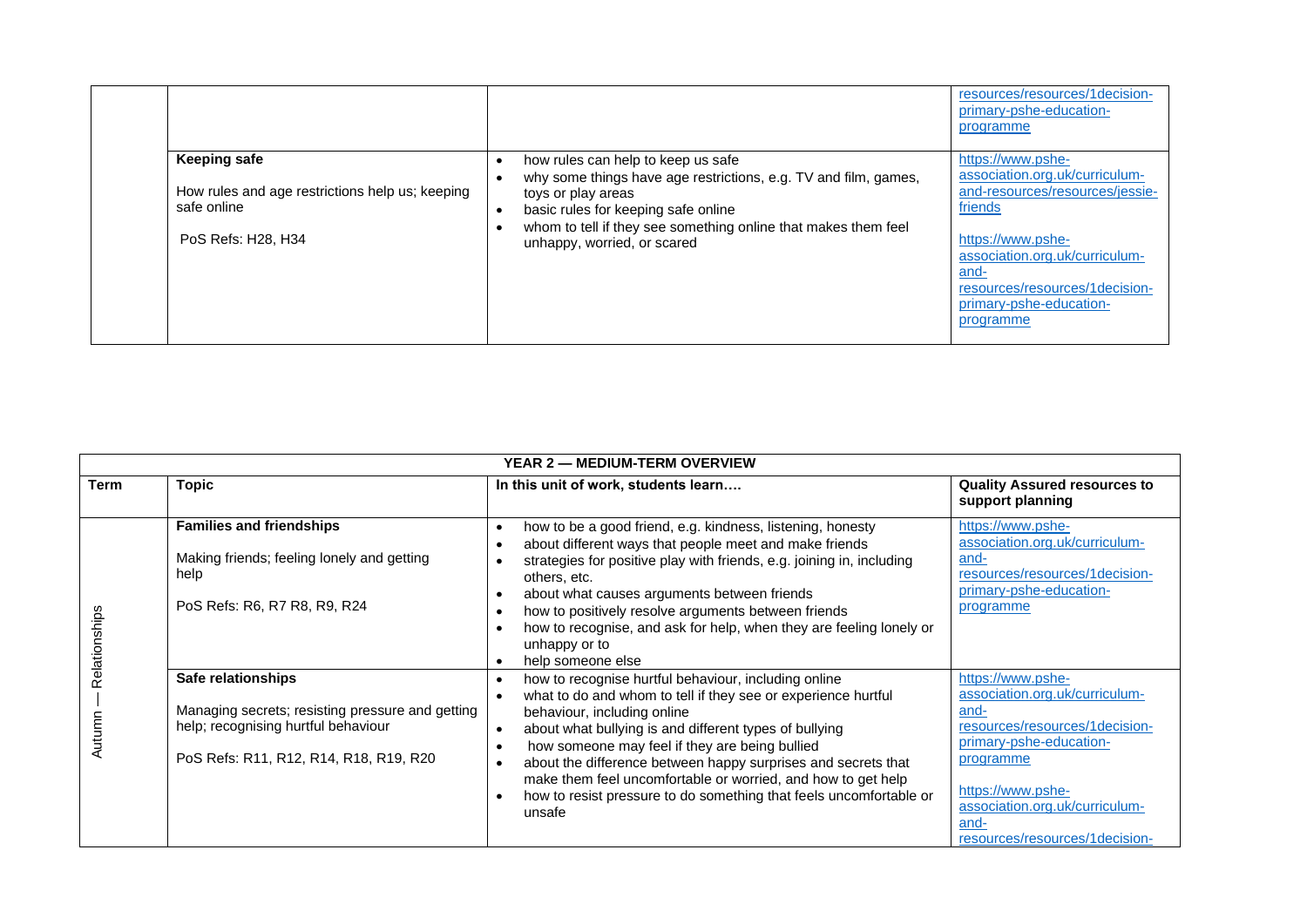| | | | |
|---|---|---|---|
| | | | resources/resources/1decision-primary-pshe-education-programme |
| | **Keeping safe**<br><br>How rules and age restrictions help us; keeping safe online<br><br>PoS Refs: H28, H34 | • how rules can help to keep us safe<br>• why some things have age restrictions, e.g. TV and film, games, toys or play areas<br>• basic rules for keeping safe online<br>• whom to tell if they see something online that makes them feel unhappy, worried, or scared | https://www.pshe-association.org.uk/curriculum-and-resources/resources/jessie-friends<br><br>https://www.pshe-association.org.uk/curriculum-and-resources/resources/1decision-primary-pshe-education-programme |

| **YEAR 2 — MEDIUM-TERM OVERVIEW** | | | |
|---|---|---|---|
| **Term** | **Topic** | **In this unit of work, students learn….** | **Quality Assured resources to support planning** |
| Autumn — Relationships | **Families and friendships**<br><br>Making friends; feeling lonely and getting help<br><br>PoS Refs: R6, R7 R8, R9, R24 | • how to be a good friend, e.g. kindness, listening, honesty<br>• about different ways that people meet and make friends<br>• strategies for positive play with friends, e.g. joining in, including others, etc.<br>• about what causes arguments between friends<br>• how to positively resolve arguments between friends<br>• how to recognise, and ask for help, when they are feeling lonely or unhappy or to<br>• help someone else | https://www.pshe-association.org.uk/curriculum-and-resources/resources/1decision-primary-pshe-education-programme |
| | **Safe relationships**<br><br>Managing secrets; resisting pressure and getting help; recognising hurtful behaviour<br><br>PoS Refs: R11, R12, R14, R18, R19, R20 | • how to recognise hurtful behaviour, including online<br>• what to do and whom to tell if they see or experience hurtful behaviour, including online<br>• about what bullying is and different types of bullying<br>• how someone may feel if they are being bullied<br>• about the difference between happy surprises and secrets that make them feel uncomfortable or worried, and how to get help<br>• how to resist pressure to do something that feels uncomfortable or unsafe | https://www.pshe-association.org.uk/curriculum-and-resources/resources/1decision-primary-pshe-education-programme<br><br>https://www.pshe-association.org.uk/curriculum-and-resources/resources/1decision- |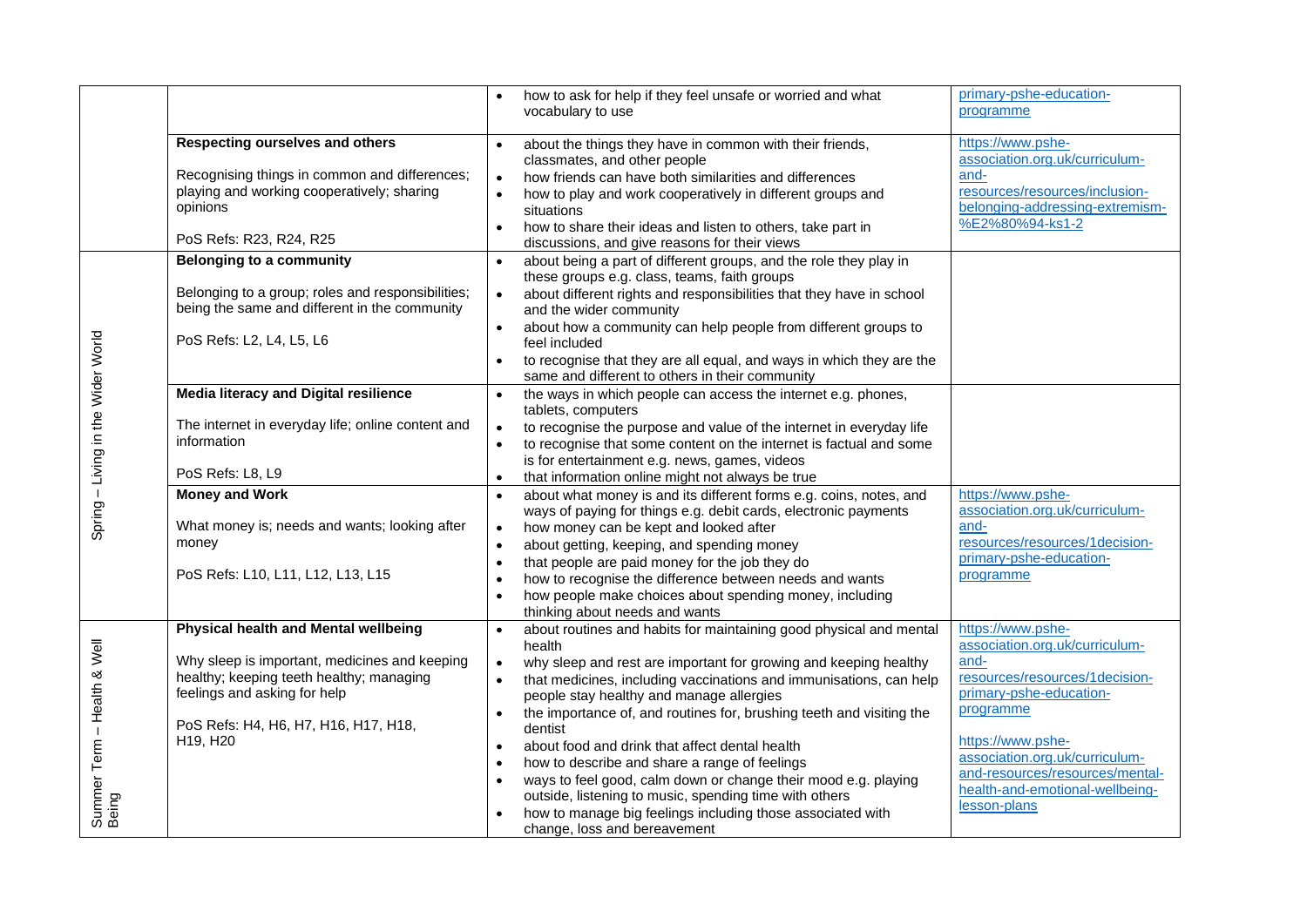| | | | |
|---|---|---|---|
| | | • how to ask for help if they feel unsafe or worried and what vocabulary to use | primary-pshe-education-programme |
| | **Respecting ourselves and others**<br><br>Recognising things in common and differences; playing and working cooperatively; sharing opinions<br><br>PoS Refs: R23, R24, R25 | • about the things they have in common with their friends, classmates, and other people<br>• how friends can have both similarities and differences<br>• how to play and work cooperatively in different groups and situations<br>• how to share their ideas and listen to others, take part in discussions, and give reasons for their views | https://www.pshe-association.org.uk/curriculum-and-resources/resources/inclusion-belonging-addressing-extremism-%E2%80%94-ks1-2 |
| Spring – Living in the Wider World | **Belonging to a community**<br><br>Belonging to a group; roles and responsibilities; being the same and different in the community<br><br>PoS Refs: L2, L4, L5, L6 | • about being a part of different groups, and the role they play in these groups e.g. class, teams, faith groups<br>• about different rights and responsibilities that they have in school and the wider community<br>• about how a community can help people from different groups to feel included<br>• to recognise that they are all equal, and ways in which they are the same and different to others in their community | |
| | **Media literacy and Digital resilience**<br><br>The internet in everyday life; online content and information<br><br>PoS Refs: L8, L9 | • the ways in which people can access the internet e.g. phones, tablets, computers<br>• to recognise the purpose and value of the internet in everyday life<br>• to recognise that some content on the internet is factual and some is for entertainment e.g. news, games, videos<br>• that information online might not always be true | |
| | **Money and Work**<br><br>What money is; needs and wants; looking after money<br><br>PoS Refs: L10, L11, L12, L13, L15 | • about what money is and its different forms e.g. coins, notes, and ways of paying for things e.g. debit cards, electronic payments<br>• how money can be kept and looked after<br>• about getting, keeping, and spending money<br>• that people are paid money for the job they do<br>• how to recognise the difference between needs and wants<br>• how people make choices about spending money, including thinking about needs and wants | https://www.pshe-association.org.uk/curriculum-and-resources/resources/1decision-primary-pshe-education-programme |
| Summer Term – Health & Well Being | **Physical health and Mental wellbeing**<br><br>Why sleep is important, medicines and keeping healthy; keeping teeth healthy; managing feelings and asking for help<br><br>PoS Refs: H4, H6, H7, H16, H17, H18, H19, H20 | • about routines and habits for maintaining good physical and mental health<br>• why sleep and rest are important for growing and keeping healthy<br>• that medicines, including vaccinations and immunisations, can help people stay healthy and manage allergies<br>• the importance of, and routines for, brushing teeth and visiting the dentist<br>• about food and drink that affect dental health<br>• how to describe and share a range of feelings<br>• ways to feel good, calm down or change their mood e.g. playing outside, listening to music, spending time with others<br>• how to manage big feelings including those associated with change, loss and bereavement | https://www.pshe-association.org.uk/curriculum-and-resources/resources/1decision-primary-pshe-education-programme<br><br>https://www.pshe-association.org.uk/curriculum-and-resources/resources/mental-health-and-emotional-wellbeing-lesson-plans |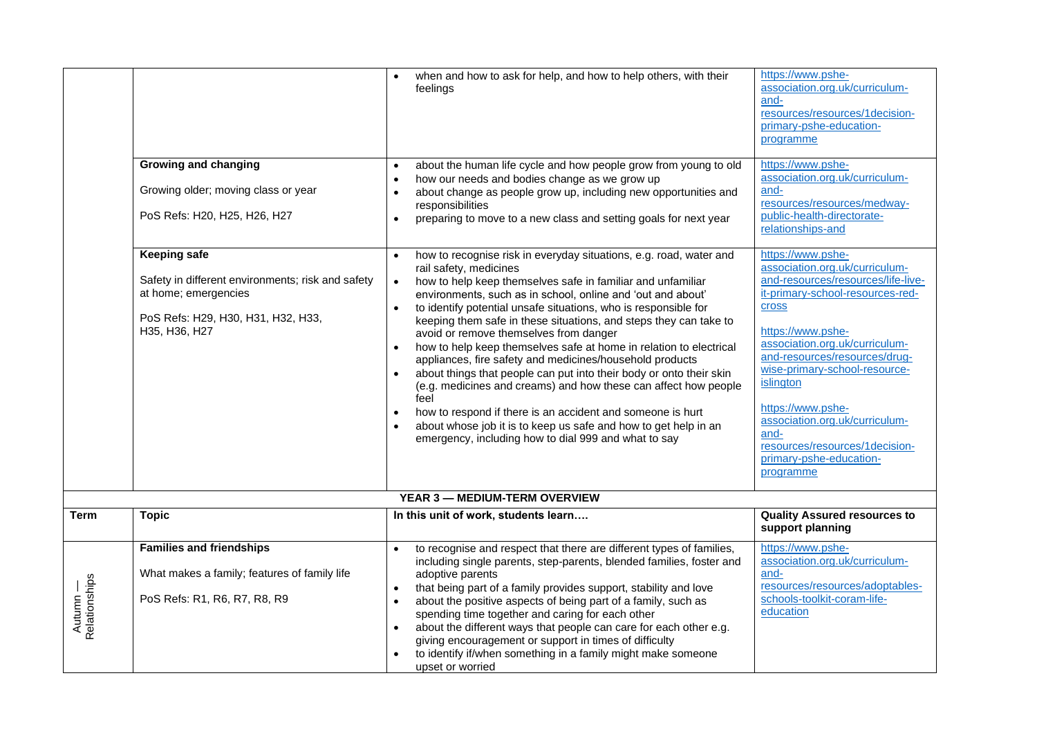| | | | |
|---|---|---|---|
| | | • when and how to ask for help, and how to help others, with their feelings | https://www.pshe-association.org.uk/curriculum-and-resources/resources/1decision-primary-pshe-education-programme |
| | **Growing and changing**<br><br>Growing older; moving class or year<br><br>PoS Refs: H20, H25, H26, H27 | • about the human life cycle and how people grow from young to old<br>• how our needs and bodies change as we grow up<br>• about change as people grow up, including new opportunities and responsibilities<br>• preparing to move to a new class and setting goals for next year | https://www.pshe-association.org.uk/curriculum-and-resources/resources/medway-public-health-directorate-relationships-and |
| | **Keeping safe**<br><br>Safety in different environments; risk and safety at home; emergencies<br><br>PoS Refs: H29, H30, H31, H32, H33, H35, H36, H27 | • how to recognise risk in everyday situations, e.g. road, water and rail safety, medicines<br>• how to help keep themselves safe in familiar and unfamiliar environments, such as in school, online and 'out and about'<br>• to identify potential unsafe situations, who is responsible for keeping them safe in these situations, and steps they can take to avoid or remove themselves from danger<br>• how to help keep themselves safe at home in relation to electrical appliances, fire safety and medicines/household products<br>• about things that people can put into their body or onto their skin (e.g. medicines and creams) and how these can affect how people feel<br>• how to respond if there is an accident and someone is hurt<br>• about whose job it is to keep us safe and how to get help in an emergency, including how to dial 999 and what to say | https://www.pshe-association.org.uk/curriculum-and-resources/resources/life-live-it-primary-school-resources-red-cross<br><br>https://www.pshe-association.org.uk/curriculum-and-resources/resources/drug-wise-primary-school-resource-islington<br><br>https://www.pshe-association.org.uk/curriculum-and-resources/resources/1decision-primary-pshe-education-programme |
| **YEAR 3 — MEDIUM-TERM OVERVIEW** | | | |
| **Term** | **Topic** | **In this unit of work, students learn….** | **Quality Assured resources to support planning** |
| Autumn — Relationships | **Families and friendships**<br><br>What makes a family; features of family life<br><br>PoS Refs: R1, R6, R7, R8, R9 | • to recognise and respect that there are different types of families, including single parents, step-parents, blended families, foster and adoptive parents<br>• that being part of a family provides support, stability and love<br>• about the positive aspects of being part of a family, such as spending time together and caring for each other<br>• about the different ways that people can care for each other e.g. giving encouragement or support in times of difficulty<br>• to identify if/when something in a family might make someone upset or worried | https://www.pshe-association.org.uk/curriculum-and-resources/resources/adoptables-schools-toolkit-coram-life-education |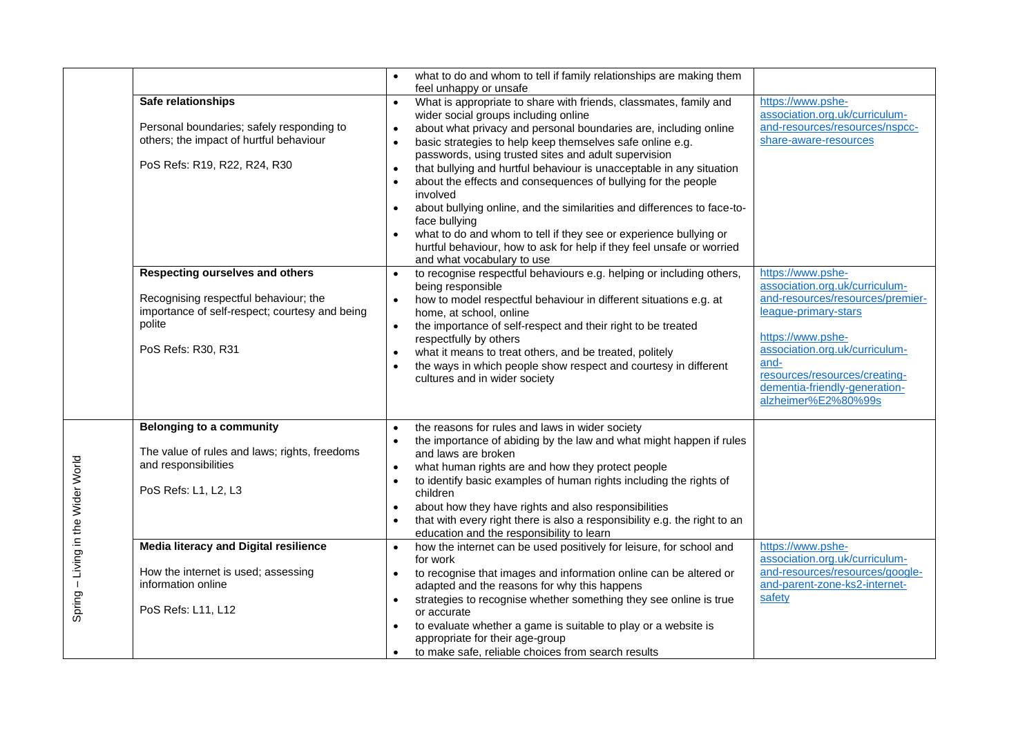| | | | |
|---|---|---|---|
| | | • what to do and whom to tell if family relationships are making them feel unhappy or unsafe | |
| | **Safe relationships**<br><br>Personal boundaries; safely responding to others; the impact of hurtful behaviour<br><br>PoS Refs: R19, R22, R24, R30 | • What is appropriate to share with friends, classmates, family and wider social groups including online<br>• about what privacy and personal boundaries are, including online<br>• basic strategies to help keep themselves safe online e.g. passwords, using trusted sites and adult supervision<br>• that bullying and hurtful behaviour is unacceptable in any situation<br>• about the effects and consequences of bullying for the people involved<br>• about bullying online, and the similarities and differences to face-to-face bullying<br>• what to do and whom to tell if they see or experience bullying or hurtful behaviour, how to ask for help if they feel unsafe or worried and what vocabulary to use | https://www.pshe-association.org.uk/curriculum-and-resources/resources/nspcc-share-aware-resources |
| | **Respecting ourselves and others**<br><br>Recognising respectful behaviour; the importance of self-respect; courtesy and being polite<br><br>PoS Refs: R30, R31 | • to recognise respectful behaviours e.g. helping or including others, being responsible<br>• how to model respectful behaviour in different situations e.g. at home, at school, online<br>• the importance of self-respect and their right to be treated respectfully by others<br>• what it means to treat others, and be treated, politely<br>• the ways in which people show respect and courtesy in different cultures and in wider society | https://www.pshe-association.org.uk/curriculum-and-resources/resources/premier-league-primary-stars<br><br>https://www.pshe-association.org.uk/curriculum-and-resources/resources/creating-dementia-friendly-generation-alzheimer%E2%80%99s |
| Spring – Living in the Wider World | **Belonging to a community**<br><br>The value of rules and laws; rights, freedoms and responsibilities<br><br>PoS Refs: L1, L2, L3 | • the reasons for rules and laws in wider society<br>• the importance of abiding by the law and what might happen if rules and laws are broken<br>• what human rights are and how they protect people<br>• to identify basic examples of human rights including the rights of children<br>• about how they have rights and also responsibilities<br>• that with every right there is also a responsibility e.g. the right to an education and the responsibility to learn | |
| | **Media literacy and Digital resilience**<br><br>How the internet is used; assessing information online<br><br>PoS Refs: L11, L12 | • how the internet can be used positively for leisure, for school and for work<br>• to recognise that images and information online can be altered or adapted and the reasons for why this happens<br>• strategies to recognise whether something they see online is true or accurate<br>• to evaluate whether a game is suitable to play or a website is appropriate for their age-group<br>• to make safe, reliable choices from search results | https://www.pshe-association.org.uk/curriculum-and-resources/resources/google-and-parent-zone-ks2-internet-safety |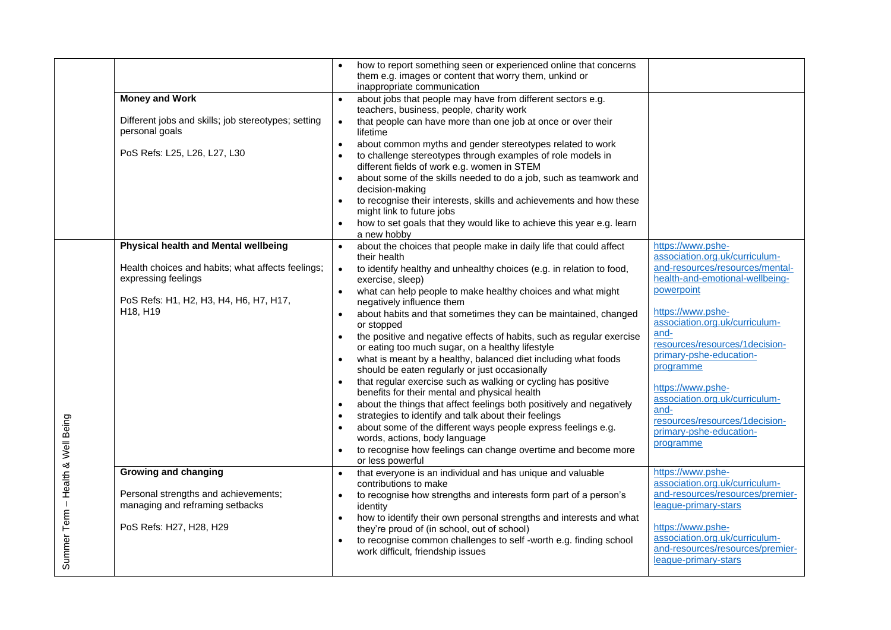| | | | |
|---|---|---|---|
| | | • how to report something seen or experienced online that concerns them e.g. images or content that worry them, unkind or inappropriate communication | |
| | **Money and Work**<br><br>Different jobs and skills; job stereotypes; setting personal goals<br><br>PoS Refs: L25, L26, L27, L30 | • about jobs that people may have from different sectors e.g. teachers, business, people, charity work<br>• that people can have more than one job at once or over their lifetime<br>• about common myths and gender stereotypes related to work<br>• to challenge stereotypes through examples of role models in different fields of work e.g. women in STEM<br>• about some of the skills needed to do a job, such as teamwork and decision-making<br>• to recognise their interests, skills and achievements and how these might link to future jobs<br>• how to set goals that they would like to achieve this year e.g. learn a new hobby | |
| Summer Term – Health & Well Being | **Physical health and Mental wellbeing**<br><br>Health choices and habits; what affects feelings; expressing feelings<br><br>PoS Refs: H1, H2, H3, H4, H6, H7, H17, H18, H19 | • about the choices that people make in daily life that could affect their health<br>• to identify healthy and unhealthy choices (e.g. in relation to food, exercise, sleep)<br>• what can help people to make healthy choices and what might negatively influence them<br>• about habits and that sometimes they can be maintained, changed or stopped<br>• the positive and negative effects of habits, such as regular exercise or eating too much sugar, on a healthy lifestyle<br>• what is meant by a healthy, balanced diet including what foods should be eaten regularly or just occasionally<br>• that regular exercise such as walking or cycling has positive benefits for their mental and physical health<br>• about the things that affect feelings both positively and negatively<br>• strategies to identify and talk about their feelings<br>• about some of the different ways people express feelings e.g. words, actions, body language<br>• to recognise how feelings can change overtime and become more or less powerful | https://www.pshe-association.org.uk/curriculum-and-resources/resources/mental-health-and-emotional-wellbeing-powerpoint<br><br>https://www.pshe-association.org.uk/curriculum-and-resources/resources/1decision-primary-pshe-education-programme<br><br>https://www.pshe-association.org.uk/curriculum-and-resources/resources/1decision-primary-pshe-education-programme |
| | **Growing and changing**<br><br>Personal strengths and achievements; managing and reframing setbacks<br><br>PoS Refs: H27, H28, H29 | • that everyone is an individual and has unique and valuable contributions to make<br>• to recognise how strengths and interests form part of a person's identity<br>• how to identify their own personal strengths and interests and what they're proud of (in school, out of school)<br>• to recognise common challenges to self -worth e.g. finding school work difficult, friendship issues | https://www.pshe-association.org.uk/curriculum-and-resources/resources/premier-league-primary-stars<br><br>https://www.pshe-association.org.uk/curriculum-and-resources/resources/premier-league-primary-stars |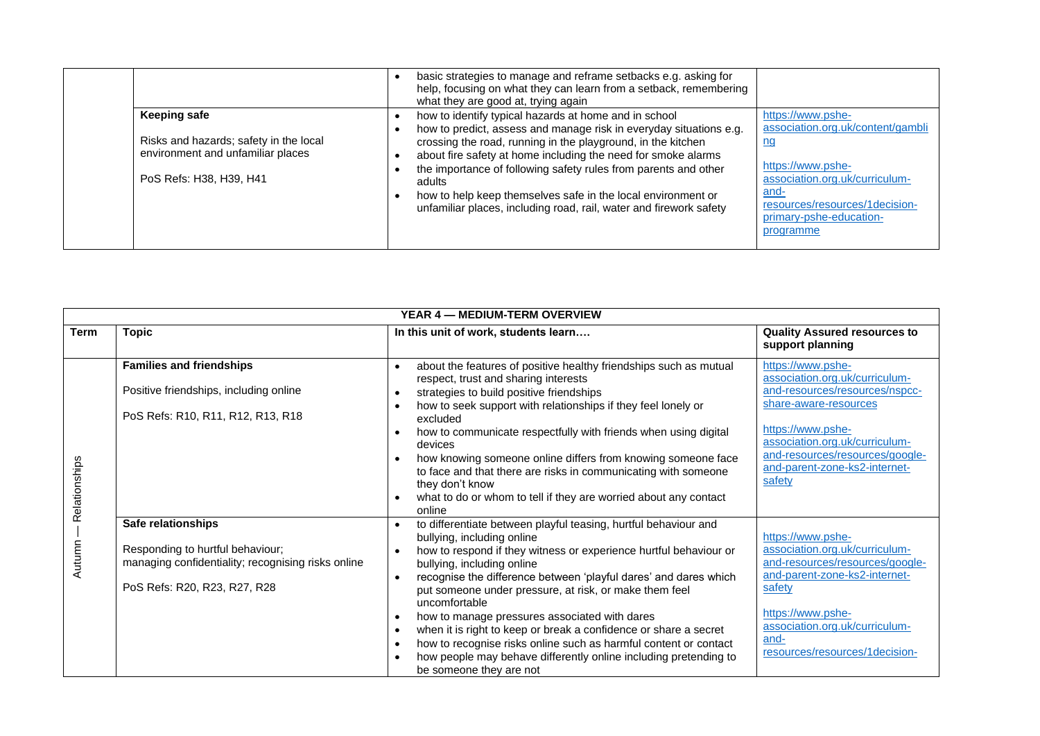| | | | |
|---|---|---|---|
| | | • basic strategies to manage and reframe setbacks e.g. asking for help, focusing on what they can learn from a setback, remembering what they are good at, trying again | |
| | **Keeping safe**<br><br>Risks and hazards; safety in the local environment and unfamiliar places<br><br>PoS Refs: H38, H39, H41 | • how to identify typical hazards at home and in school<br>• how to predict, assess and manage risk in everyday situations e.g. crossing the road, running in the playground, in the kitchen<br>• about fire safety at home including the need for smoke alarms<br>• the importance of following safety rules from parents and other adults<br>• how to help keep themselves safe in the local environment or unfamiliar places, including road, rail, water and firework safety | https://www.pshe-association.org.uk/content/gambling<br><br>https://www.pshe-association.org.uk/curriculum-and-resources/resources/1decision-primary-pshe-education-programme |

| **YEAR 4 — MEDIUM-TERM OVERVIEW** | | | |
|---|---|---|---|
| **Term** | **Topic** | **In this unit of work, students learn….** | **Quality Assured resources to support planning** |
| Autumn — Relationships | **Families and friendships**<br><br>Positive friendships, including online<br><br>PoS Refs: R10, R11, R12, R13, R18 | • about the features of positive healthy friendships such as mutual respect, trust and sharing interests<br>• strategies to build positive friendships<br>• how to seek support with relationships if they feel lonely or excluded<br>• how to communicate respectfully with friends when using digital devices<br>• how knowing someone online differs from knowing someone face to face and that there are risks in communicating with someone they don't know<br>• what to do or whom to tell if they are worried about any contact online | https://www.pshe-association.org.uk/curriculum-and-resources/resources/nspcc-share-aware-resources<br><br>https://www.pshe-association.org.uk/curriculum-and-resources/resources/google-and-parent-zone-ks2-internet-safety |
| | **Safe relationships**<br><br>Responding to hurtful behaviour; managing confidentiality; recognising risks online<br><br>PoS Refs: R20, R23, R27, R28 | • to differentiate between playful teasing, hurtful behaviour and bullying, including online<br>• how to respond if they witness or experience hurtful behaviour or bullying, including online<br>• recognise the difference between 'playful dares' and dares which put someone under pressure, at risk, or make them feel uncomfortable<br>• how to manage pressures associated with dares<br>• when it is right to keep or break a confidence or share a secret<br>• how to recognise risks online such as harmful content or contact<br>• how people may behave differently online including pretending to be someone they are not | https://www.pshe-association.org.uk/curriculum-and-resources/resources/google-and-parent-zone-ks2-internet-safety<br><br>https://www.pshe-association.org.uk/curriculum-and-resources/resources/1decision- |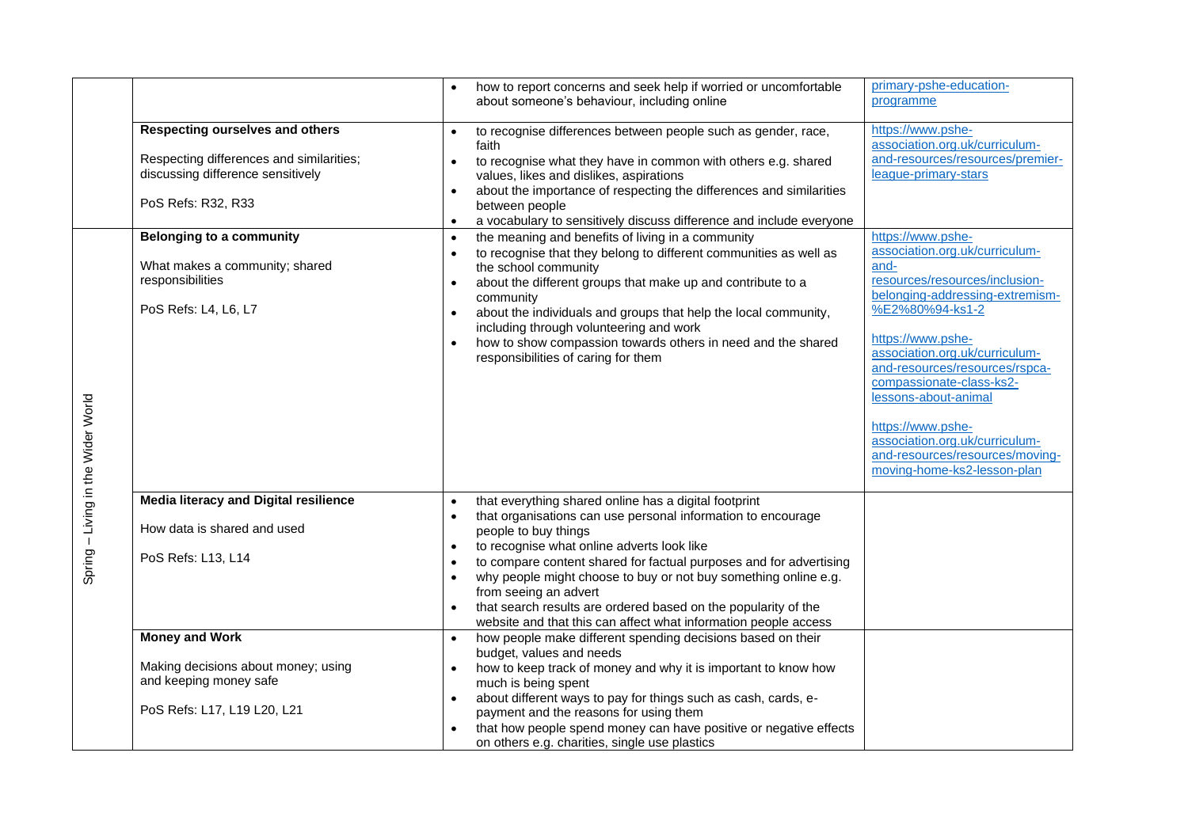|  |  |  |  |
|---|---|---|---|
|  |  | • how to report concerns and seek help if worried or uncomfortable about someone's behaviour, including online | primary-pshe-education-programme |
|  | **Respecting ourselves and others**<br><br>Respecting differences and similarities; discussing difference sensitively<br><br>PoS Refs: R32, R33 | • to recognise differences between people such as gender, race, faith<br>• to recognise what they have in common with others e.g. shared values, likes and dislikes, aspirations<br>• about the importance of respecting the differences and similarities between people<br>• a vocabulary to sensitively discuss difference and include everyone | https://www.pshe-association.org.uk/curriculum-and-resources/resources/premier-league-primary-stars |
| Spring – Living in the Wider World | **Belonging to a community**<br><br>What makes a community; shared responsibilities<br><br>PoS Refs: L4, L6, L7 | • the meaning and benefits of living in a community<br>• to recognise that they belong to different communities as well as the school community<br>• about the different groups that make up and contribute to a community<br>• about the individuals and groups that help the local community, including through volunteering and work<br>• how to show compassion towards others in need and the shared responsibilities of caring for them | https://www.pshe-association.org.uk/curriculum-and-resources/resources/inclusion-belonging-addressing-extremism-%E2%80%94-ks1-2<br><br>https://www.pshe-association.org.uk/curriculum-and-resources/resources/rspca-compassionate-class-ks2-lessons-about-animal<br><br>https://www.pshe-association.org.uk/curriculum-and-resources/resources/moving-moving-home-ks2-lesson-plan |
|  | **Media literacy and Digital resilience**<br><br>How data is shared and used<br><br>PoS Refs: L13, L14 | • that everything shared online has a digital footprint<br>• that organisations can use personal information to encourage people to buy things<br>• to recognise what online adverts look like<br>• to compare content shared for factual purposes and for advertising<br>• why people might choose to buy or not buy something online e.g. from seeing an advert<br>• that search results are ordered based on the popularity of the website and that this can affect what information people access |  |
|  | **Money and Work**<br><br>Making decisions about money; using and keeping money safe<br><br>PoS Refs: L17, L19 L20, L21 | • how people make different spending decisions based on their budget, values and needs<br>• how to keep track of money and why it is important to know how much is being spent<br>• about different ways to pay for things such as cash, cards, e-payment and the reasons for using them<br>• that how people spend money can have positive or negative effects on others e.g. charities, single use plastics |  |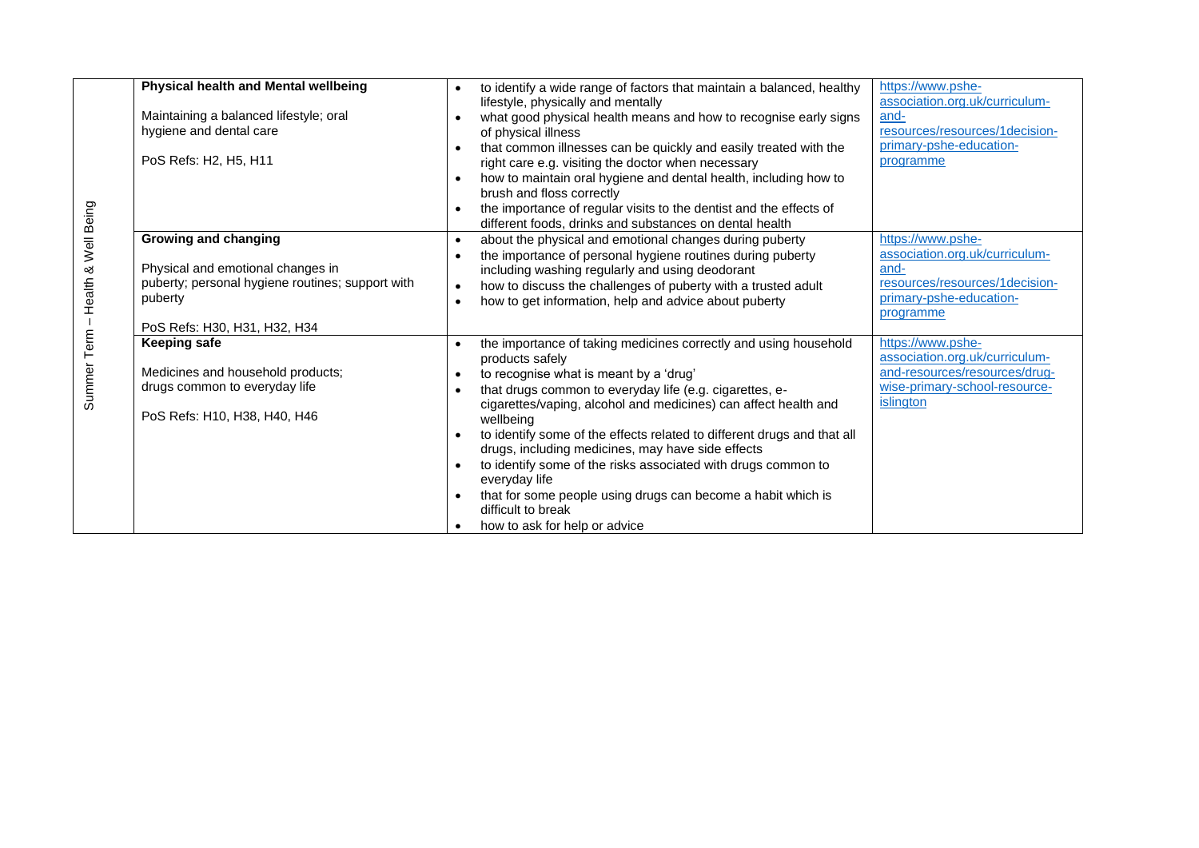| Summer Term – Health & Well Being | **Physical health and Mental wellbeing**<br><br>Maintaining a balanced lifestyle; oral hygiene and dental care<br><br>PoS Refs: H2, H5, H11 | • to identify a wide range of factors that maintain a balanced, healthy lifestyle, physically and mentally<br>• what good physical health means and how to recognise early signs of physical illness<br>• that common illnesses can be quickly and easily treated with the right care e.g. visiting the doctor when necessary<br>• how to maintain oral hygiene and dental health, including how to brush and floss correctly<br>• the importance of regular visits to the dentist and the effects of different foods, drinks and substances on dental health | https://www.pshe-association.org.uk/curriculum-and-resources/resources/1decision-primary-pshe-education-programme |
|---|---|---|---|
| | **Growing and changing**<br><br>Physical and emotional changes in puberty; personal hygiene routines; support with puberty<br><br>PoS Refs: H30, H31, H32, H34 | • about the physical and emotional changes during puberty<br>• the importance of personal hygiene routines during puberty including washing regularly and using deodorant<br>• how to discuss the challenges of puberty with a trusted adult<br>• how to get information, help and advice about puberty | https://www.pshe-association.org.uk/curriculum-and-resources/resources/1decision-primary-pshe-education-programme |
| | **Keeping safe**<br><br>Medicines and household products; drugs common to everyday life<br><br>PoS Refs: H10, H38, H40, H46 | • the importance of taking medicines correctly and using household products safely<br>• to recognise what is meant by a 'drug'<br>• that drugs common to everyday life (e.g. cigarettes, e-cigarettes/vaping, alcohol and medicines) can affect health and wellbeing<br>• to identify some of the effects related to different drugs and that all drugs, including medicines, may have side effects<br>• to identify some of the risks associated with drugs common to everyday life<br>• that for some people using drugs can become a habit which is difficult to break<br>• how to ask for help or advice | https://www.pshe-association.org.uk/curriculum-and-resources/resources/drug-wise-primary-school-resource-islington |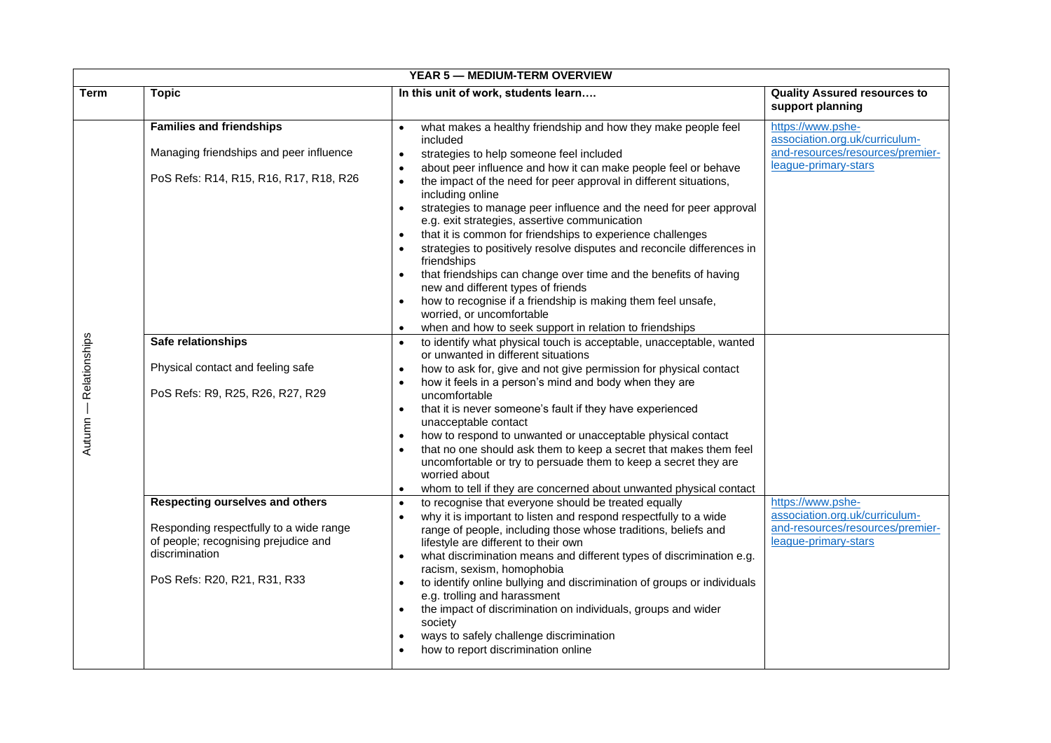| YEAR 5 — MEDIUM-TERM OVERVIEW | | | |
|---|---|---|---|
| **Term** | **Topic** | **In this unit of work, students learn….** | **Quality Assured resources to support planning** |
| Autumn — Relationships | **Families and friendships**<br><br>Managing friendships and peer influence<br><br>PoS Refs: R14, R15, R16, R17, R18, R26 | • what makes a healthy friendship and how they make people feel included<br>• strategies to help someone feel included<br>• about peer influence and how it can make people feel or behave<br>• the impact of the need for peer approval in different situations, including online<br>• strategies to manage peer influence and the need for peer approval e.g. exit strategies, assertive communication<br>• that it is common for friendships to experience challenges<br>• strategies to positively resolve disputes and reconcile differences in friendships<br>• that friendships can change over time and the benefits of having new and different types of friends<br>• how to recognise if a friendship is making them feel unsafe, worried, or uncomfortable<br>• when and how to seek support in relation to friendships | https://www.pshe-association.org.uk/curriculum-and-resources/resources/premier-league-primary-stars |
| | **Safe relationships**<br><br>Physical contact and feeling safe<br><br>PoS Refs: R9, R25, R26, R27, R29 | • to identify what physical touch is acceptable, unacceptable, wanted or unwanted in different situations<br>• how to ask for, give and not give permission for physical contact<br>• how it feels in a person's mind and body when they are uncomfortable<br>• that it is never someone's fault if they have experienced unacceptable contact<br>• how to respond to unwanted or unacceptable physical contact<br>• that no one should ask them to keep a secret that makes them feel uncomfortable or try to persuade them to keep a secret they are worried about<br>• whom to tell if they are concerned about unwanted physical contact | |
| | **Respecting ourselves and others**<br><br>Responding respectfully to a wide range of people; recognising prejudice and discrimination<br><br>PoS Refs: R20, R21, R31, R33 | • to recognise that everyone should be treated equally<br>• why it is important to listen and respond respectfully to a wide range of people, including those whose traditions, beliefs and lifestyle are different to their own<br>• what discrimination means and different types of discrimination e.g. racism, sexism, homophobia<br>• to identify online bullying and discrimination of groups or individuals e.g. trolling and harassment<br>• the impact of discrimination on individuals, groups and wider society<br>• ways to safely challenge discrimination<br>• how to report discrimination online | https://www.pshe-association.org.uk/curriculum-and-resources/resources/premier-league-primary-stars |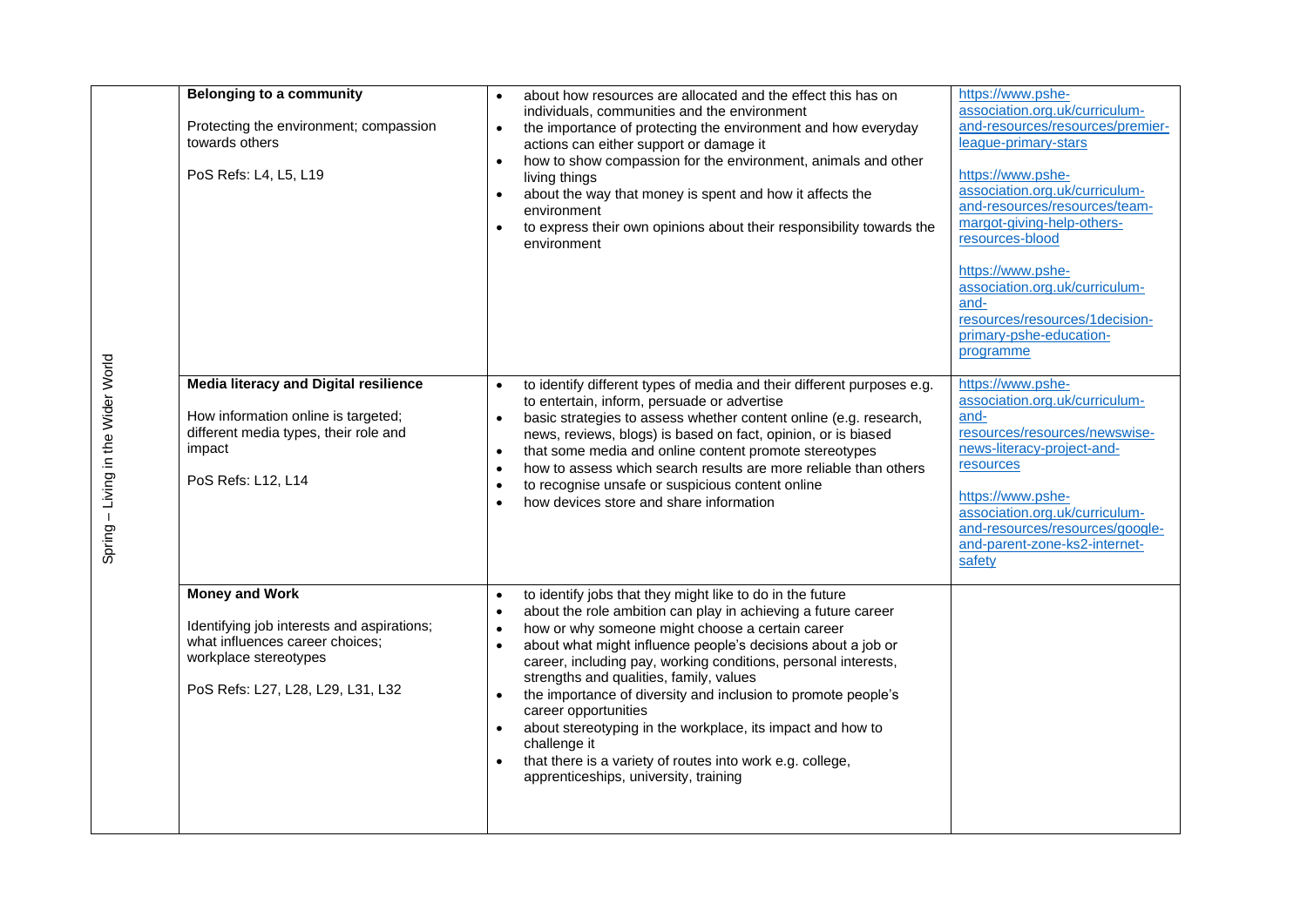| | | | |
|---|---|---|---|
| Spring – Living in the Wider World | **Belonging to a community**<br><br>Protecting the environment; compassion towards others<br><br>PoS Refs: L4, L5, L19 | • about how resources are allocated and the effect this has on individuals, communities and the environment<br>• the importance of protecting the environment and how everyday actions can either support or damage it<br>• how to show compassion for the environment, animals and other living things<br>• about the way that money is spent and how it affects the environment<br>• to express their own opinions about their responsibility towards the environment | https://www.pshe-association.org.uk/curriculum-and-resources/resources/premier-league-primary-stars<br><br>https://www.pshe-association.org.uk/curriculum-and-resources/resources/team-margot-giving-help-others-resources-blood<br><br>https://www.pshe-association.org.uk/curriculum-and-resources/resources/1decision-primary-pshe-education-programme |
| | **Media literacy and Digital resilience**<br><br>How information online is targeted; different media types, their role and impact<br><br>PoS Refs: L12, L14 | • to identify different types of media and their different purposes e.g. to entertain, inform, persuade or advertise<br>• basic strategies to assess whether content online (e.g. research, news, reviews, blogs) is based on fact, opinion, or is biased<br>• that some media and online content promote stereotypes<br>• how to assess which search results are more reliable than others<br>• to recognise unsafe or suspicious content online<br>• how devices store and share information | https://www.pshe-association.org.uk/curriculum-and-resources/resources/newswise-news-literacy-project-and-resources<br><br>https://www.pshe-association.org.uk/curriculum-and-resources/resources/google-and-parent-zone-ks2-internet-safety |
| | **Money and Work**<br><br>Identifying job interests and aspirations; what influences career choices; workplace stereotypes<br><br>PoS Refs: L27, L28, L29, L31, L32 | • to identify jobs that they might like to do in the future<br>• about the role ambition can play in achieving a future career<br>• how or why someone might choose a certain career<br>• about what might influence people's decisions about a job or career, including pay, working conditions, personal interests, strengths and qualities, family, values<br>• the importance of diversity and inclusion to promote people's career opportunities<br>• about stereotyping in the workplace, its impact and how to challenge it<br>• that there is a variety of routes into work e.g. college, apprenticeships, university, training | |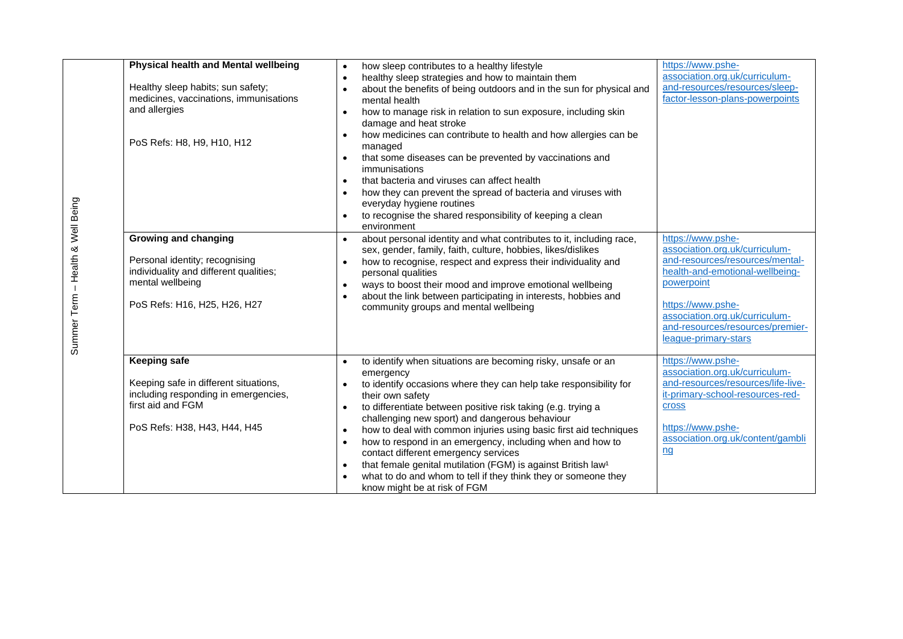| Summer Term – Health & Well Being | | | |
|---|---|---|---|
| | **Physical health and Mental wellbeing**<br><br>Healthy sleep habits; sun safety; medicines, vaccinations, immunisations and allergies<br><br>PoS Refs: H8, H9, H10, H12 | • how sleep contributes to a healthy lifestyle<br>• healthy sleep strategies and how to maintain them<br>• about the benefits of being outdoors and in the sun for physical and mental health<br>• how to manage risk in relation to sun exposure, including skin damage and heat stroke<br>• how medicines can contribute to health and how allergies can be managed<br>• that some diseases can be prevented by vaccinations and immunisations<br>• that bacteria and viruses can affect health<br>• how they can prevent the spread of bacteria and viruses with everyday hygiene routines<br>• to recognise the shared responsibility of keeping a clean environment | https://www.pshe-association.org.uk/curriculum-and-resources/resources/sleep-factor-lesson-plans-powerpoints |
| | **Growing and changing**<br><br>Personal identity; recognising individuality and different qualities; mental wellbeing<br><br>PoS Refs: H16, H25, H26, H27 | • about personal identity and what contributes to it, including race, sex, gender, family, faith, culture, hobbies, likes/dislikes<br>• how to recognise, respect and express their individuality and personal qualities<br>• ways to boost their mood and improve emotional wellbeing<br>• about the link between participating in interests, hobbies and community groups and mental wellbeing | https://www.pshe-association.org.uk/curriculum-and-resources/resources/mental-health-and-emotional-wellbeing-powerpoint<br><br>https://www.pshe-association.org.uk/curriculum-and-resources/resources/premier-league-primary-stars |
| | **Keeping safe**<br><br>Keeping safe in different situations, including responding in emergencies, first aid and FGM<br><br>PoS Refs: H38, H43, H44, H45 | • to identify when situations are becoming risky, unsafe or an emergency<br>• to identify occasions where they can help take responsibility for their own safety<br>• to differentiate between positive risk taking (e.g. trying a challenging new sport) and dangerous behaviour<br>• how to deal with common injuries using basic first aid techniques<br>• how to respond in an emergency, including when and how to contact different emergency services<br>• that female genital mutilation (FGM) is against British law[1]<br>• what to do and whom to tell if they think they or someone they know might be at risk of FGM | https://www.pshe-association.org.uk/curriculum-and-resources/resources/life-live-it-primary-school-resources-red-cross<br><br>https://www.pshe-association.org.uk/content/gambling |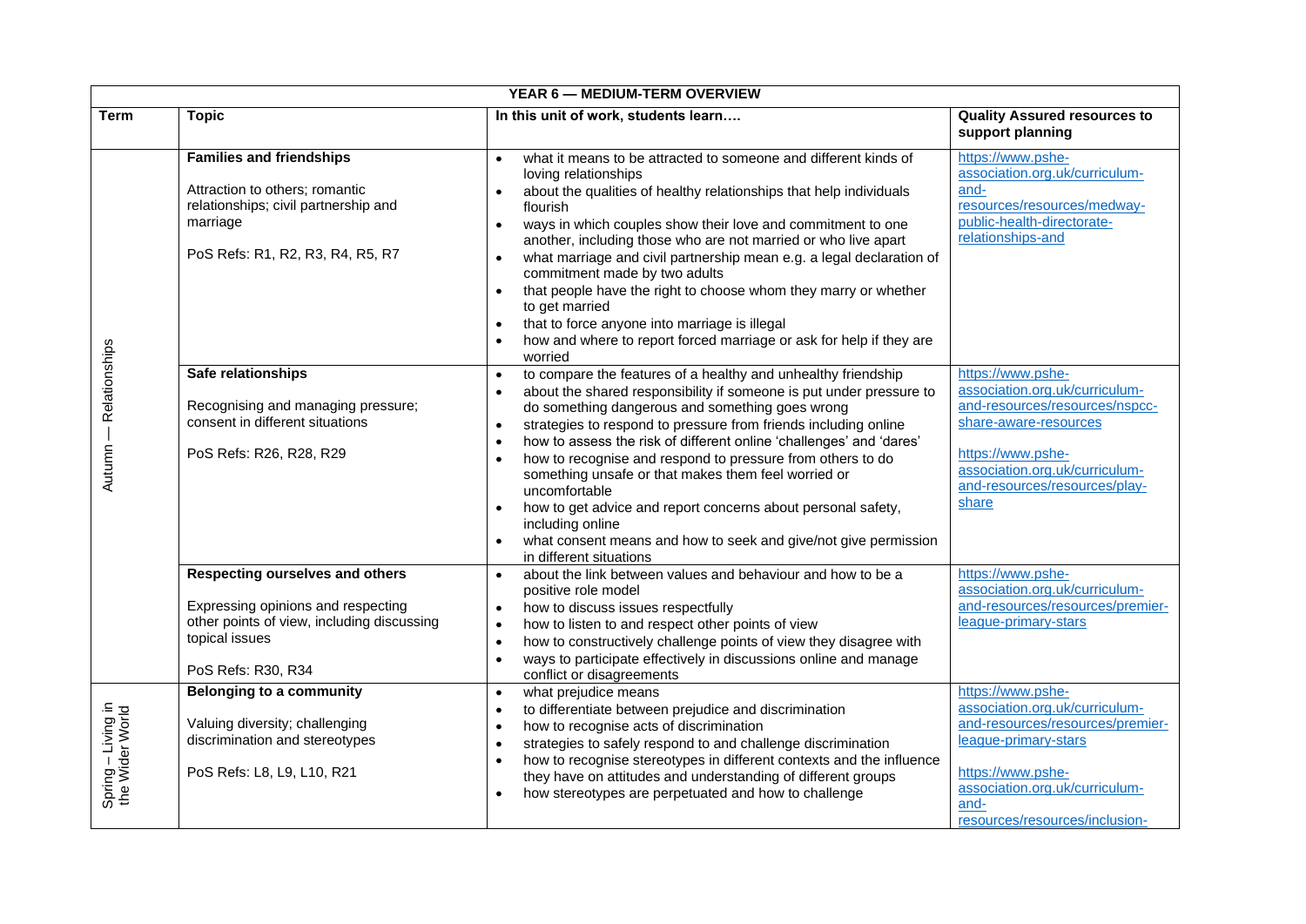| YEAR 6 — MEDIUM-TERM OVERVIEW | | | |
|---|---|---|---|
| **Term** | **Topic** | **In this unit of work, students learn….** | **Quality Assured resources to support planning** |
| Autumn — Relationships | **Families and friendships**<br><br>Attraction to others; romantic relationships; civil partnership and marriage<br><br>PoS Refs: R1, R2, R3, R4, R5, R7 | • what it means to be attracted to someone and different kinds of loving relationships<br>• about the qualities of healthy relationships that help individuals flourish<br>• ways in which couples show their love and commitment to one another, including those who are not married or who live apart<br>• what marriage and civil partnership mean e.g. a legal declaration of commitment made by two adults<br>• that people have the right to choose whom they marry or whether to get married<br>• that to force anyone into marriage is illegal<br>• how and where to report forced marriage or ask for help if they are worried | https://www.pshe-association.org.uk/curriculum-and-resources/resources/medway-public-health-directorate-relationships-and |
| | **Safe relationships**<br><br>Recognising and managing pressure; consent in different situations<br><br>PoS Refs: R26, R28, R29 | • to compare the features of a healthy and unhealthy friendship<br>• about the shared responsibility if someone is put under pressure to do something dangerous and something goes wrong<br>• strategies to respond to pressure from friends including online<br>• how to assess the risk of different online 'challenges' and 'dares'<br>• how to recognise and respond to pressure from others to do something unsafe or that makes them feel worried or uncomfortable<br>• how to get advice and report concerns about personal safety, including online<br>• what consent means and how to seek and give/not give permission in different situations | https://www.pshe-association.org.uk/curriculum-and-resources/resources/nspcc-share-aware-resources<br><br>https://www.pshe-association.org.uk/curriculum-and-resources/resources/play-share |
| | **Respecting ourselves and others**<br><br>Expressing opinions and respecting other points of view, including discussing topical issues<br><br>PoS Refs: R30, R34 | • about the link between values and behaviour and how to be a positive role model<br>• how to discuss issues respectfully<br>• how to listen to and respect other points of view<br>• how to constructively challenge points of view they disagree with<br>• ways to participate effectively in discussions online and manage conflict or disagreements | https://www.pshe-association.org.uk/curriculum-and-resources/resources/premier-league-primary-stars |
| Spring – Living in the Wider World | **Belonging to a community**<br><br>Valuing diversity; challenging discrimination and stereotypes<br><br>PoS Refs: L8, L9, L10, R21 | • what prejudice means<br>• to differentiate between prejudice and discrimination<br>• how to recognise acts of discrimination<br>• strategies to safely respond to and challenge discrimination<br>• how to recognise stereotypes in different contexts and the influence they have on attitudes and understanding of different groups<br>• how stereotypes are perpetuated and how to challenge | https://www.pshe-association.org.uk/curriculum-and-resources/resources/premier-league-primary-stars<br><br>https://www.pshe-association.org.uk/curriculum-and-resources/resources/inclusion- |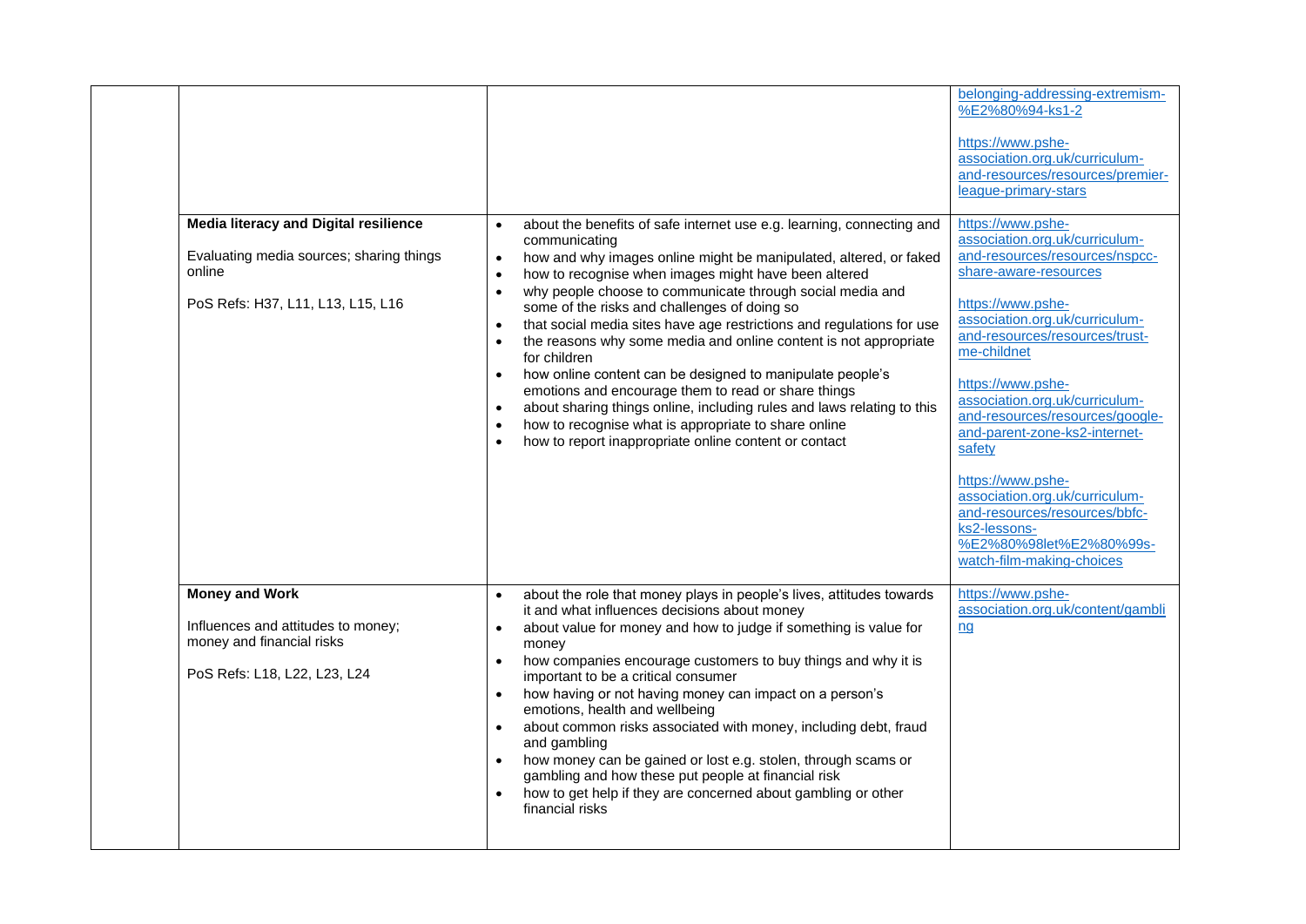| | | | |
|---|---|---|---|
| | | | belonging-addressing-extremism-%E2%80%94-ks1-2<br><br>https://www.pshe-association.org.uk/curriculum-and-resources/resources/premier-league-primary-stars |
| | **Media literacy and Digital resilience**<br><br>Evaluating media sources; sharing things online<br><br>PoS Refs: H37, L11, L13, L15, L16 | • about the benefits of safe internet use e.g. learning, connecting and communicating<br>• how and why images online might be manipulated, altered, or faked<br>• how to recognise when images might have been altered<br>• why people choose to communicate through social media and some of the risks and challenges of doing so<br>• that social media sites have age restrictions and regulations for use<br>• the reasons why some media and online content is not appropriate for children<br>• how online content can be designed to manipulate people's emotions and encourage them to read or share things<br>• about sharing things online, including rules and laws relating to this<br>• how to recognise what is appropriate to share online<br>• how to report inappropriate online content or contact | https://www.pshe-association.org.uk/curriculum-and-resources/resources/nspcc-share-aware-resources<br><br>https://www.pshe-association.org.uk/curriculum-and-resources/resources/trust-me-childnet<br><br>https://www.pshe-association.org.uk/curriculum-and-resources/resources/google-and-parent-zone-ks2-internet-safety<br><br>https://www.pshe-association.org.uk/curriculum-and-resources/resources/bbfc-ks2-lessons-%E2%80%98let%E2%80%99s-watch-film-making-choices |
| | **Money and Work**<br><br>Influences and attitudes to money; money and financial risks<br><br>PoS Refs: L18, L22, L23, L24 | • about the role that money plays in people's lives, attitudes towards it and what influences decisions about money<br>• about value for money and how to judge if something is value for money<br>• how companies encourage customers to buy things and why it is important to be a critical consumer<br>• how having or not having money can impact on a person's emotions, health and wellbeing<br>• about common risks associated with money, including debt, fraud and gambling<br>• how money can be gained or lost e.g. stolen, through scams or gambling and how these put people at financial risk<br>• how to get help if they are concerned about gambling or other financial risks | https://www.pshe-association.org.uk/content/gambling |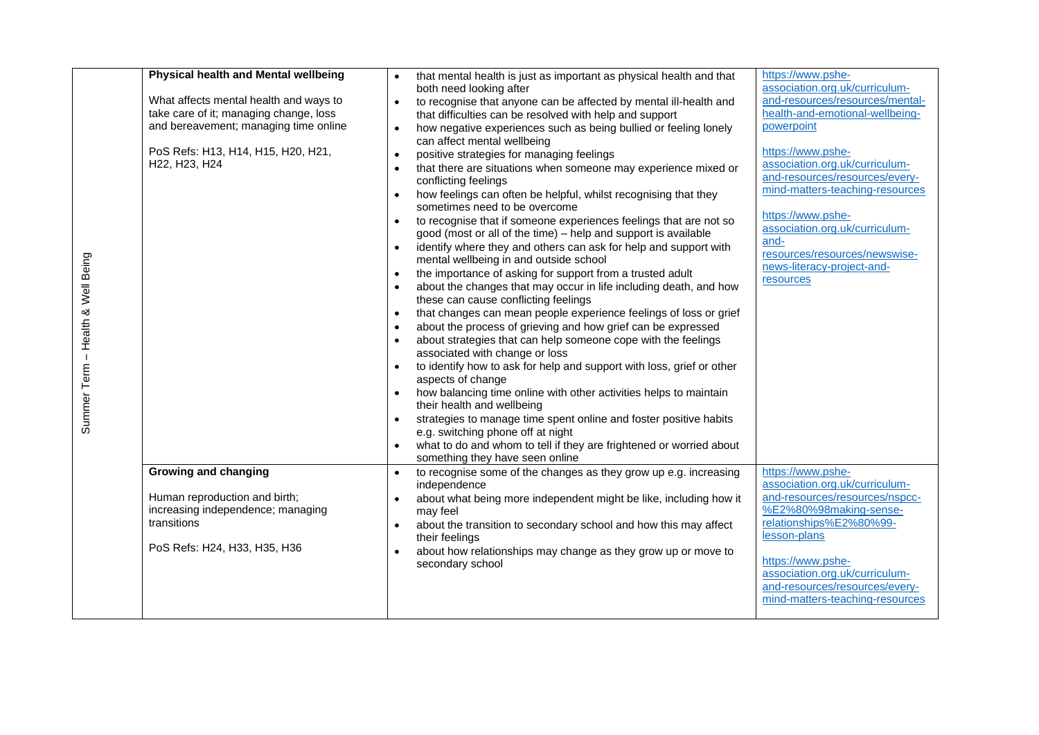| Summer Term – Health & Well Being | | | |
|---|---|---|---|
| | **Physical health and Mental wellbeing**<br><br>What affects mental health and ways to take care of it; managing change, loss and bereavement; managing time online<br><br>PoS Refs: H13, H14, H15, H20, H21, H22, H23, H24 | • that mental health is just as important as physical health and that both need looking after<br>• to recognise that anyone can be affected by mental ill-health and that difficulties can be resolved with help and support<br>• how negative experiences such as being bullied or feeling lonely can affect mental wellbeing<br>• positive strategies for managing feelings<br>• that there are situations when someone may experience mixed or conflicting feelings<br>• how feelings can often be helpful, whilst recognising that they sometimes need to be overcome<br>• to recognise that if someone experiences feelings that are not so good (most or all of the time) – help and support is available<br>• identify where they and others can ask for help and support with mental wellbeing in and outside school<br>• the importance of asking for support from a trusted adult<br>• about the changes that may occur in life including death, and how these can cause conflicting feelings<br>• that changes can mean people experience feelings of loss or grief<br>• about the process of grieving and how grief can be expressed<br>• about strategies that can help someone cope with the feelings associated with change or loss<br>• to identify how to ask for help and support with loss, grief or other aspects of change<br>• how balancing time online with other activities helps to maintain their health and wellbeing<br>• strategies to manage time spent online and foster positive habits e.g. switching phone off at night<br>• what to do and whom to tell if they are frightened or worried about something they have seen online | https://www.pshe-association.org.uk/curriculum-and-resources/resources/mental-health-and-emotional-wellbeing-powerpoint<br><br>https://www.pshe-association.org.uk/curriculum-and-resources/resources/every-mind-matters-teaching-resources<br><br>https://www.pshe-association.org.uk/curriculum-and-resources/resources/newswise-news-literacy-project-and-resources |
| | **Growing and changing**<br><br>Human reproduction and birth; increasing independence; managing transitions<br><br>PoS Refs: H24, H33, H35, H36 | • to recognise some of the changes as they grow up e.g. increasing independence<br>• about what being more independent might be like, including how it may feel<br>• about the transition to secondary school and how this may affect their feelings<br>• about how relationships may change as they grow up or move to secondary school | https://www.pshe-association.org.uk/curriculum-and-resources/resources/nspcc-%E2%80%98making-sense-relationships%E2%80%99-lesson-plans<br><br>https://www.pshe-association.org.uk/curriculum-and-resources/resources/every-mind-matters-teaching-resources |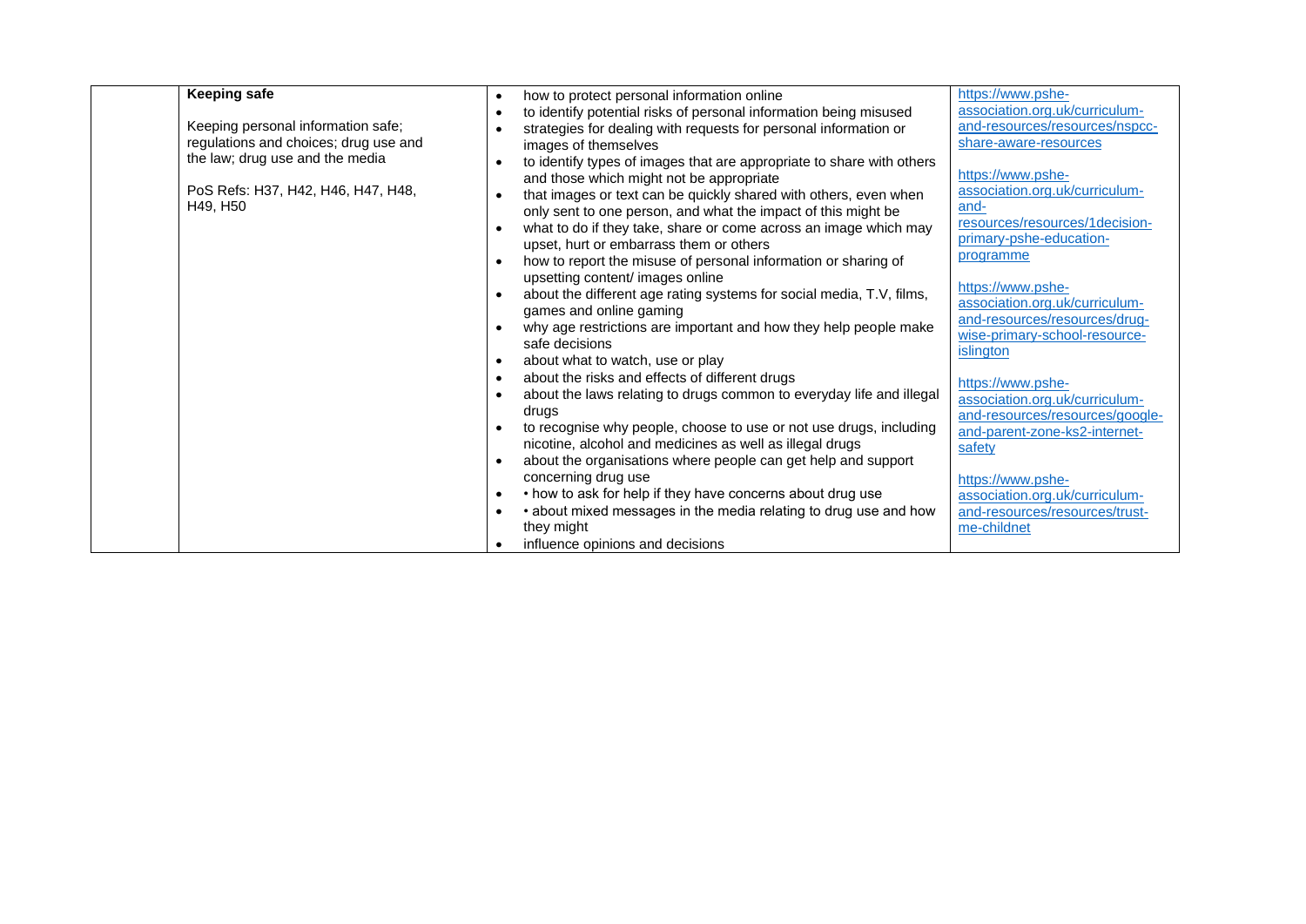| | | | |
|---|---|---|---|
| | **Keeping safe**<br><br>Keeping personal information safe; regulations and choices; drug use and the law; drug use and the media<br><br>PoS Refs: H37, H42, H46, H47, H48, H49, H50 | • how to protect personal information online<br>• to identify potential risks of personal information being misused<br>• strategies for dealing with requests for personal information or images of themselves<br>• to identify types of images that are appropriate to share with others and those which might not be appropriate<br>• that images or text can be quickly shared with others, even when only sent to one person, and what the impact of this might be<br>• what to do if they take, share or come across an image which may upset, hurt or embarrass them or others<br>• how to report the misuse of personal information or sharing of upsetting content/ images online<br>• about the different age rating systems for social media, T.V, films, games and online gaming<br>• why age restrictions are important and how they help people make safe decisions<br>• about what to watch, use or play<br>• about the risks and effects of different drugs<br>• about the laws relating to drugs common to everyday life and illegal drugs<br>• to recognise why people, choose to use or not use drugs, including nicotine, alcohol and medicines as well as illegal drugs<br>• about the organisations where people can get help and support concerning drug use<br>• • how to ask for help if they have concerns about drug use<br>• • about mixed messages in the media relating to drug use and how they might<br>• influence opinions and decisions | https://www.pshe-association.org.uk/curriculum-and-resources/resources/nspcc-share-aware-resources<br><br>https://www.pshe-association.org.uk/curriculum-and-resources/resources/1decision-primary-pshe-education-programme<br><br>https://www.pshe-association.org.uk/curriculum-and-resources/resources/drug-wise-primary-school-resource-islington<br><br>https://www.pshe-association.org.uk/curriculum-and-resources/resources/google-and-parent-zone-ks2-internet-safety<br><br>https://www.pshe-association.org.uk/curriculum-and-resources/resources/trust-me-childnet |